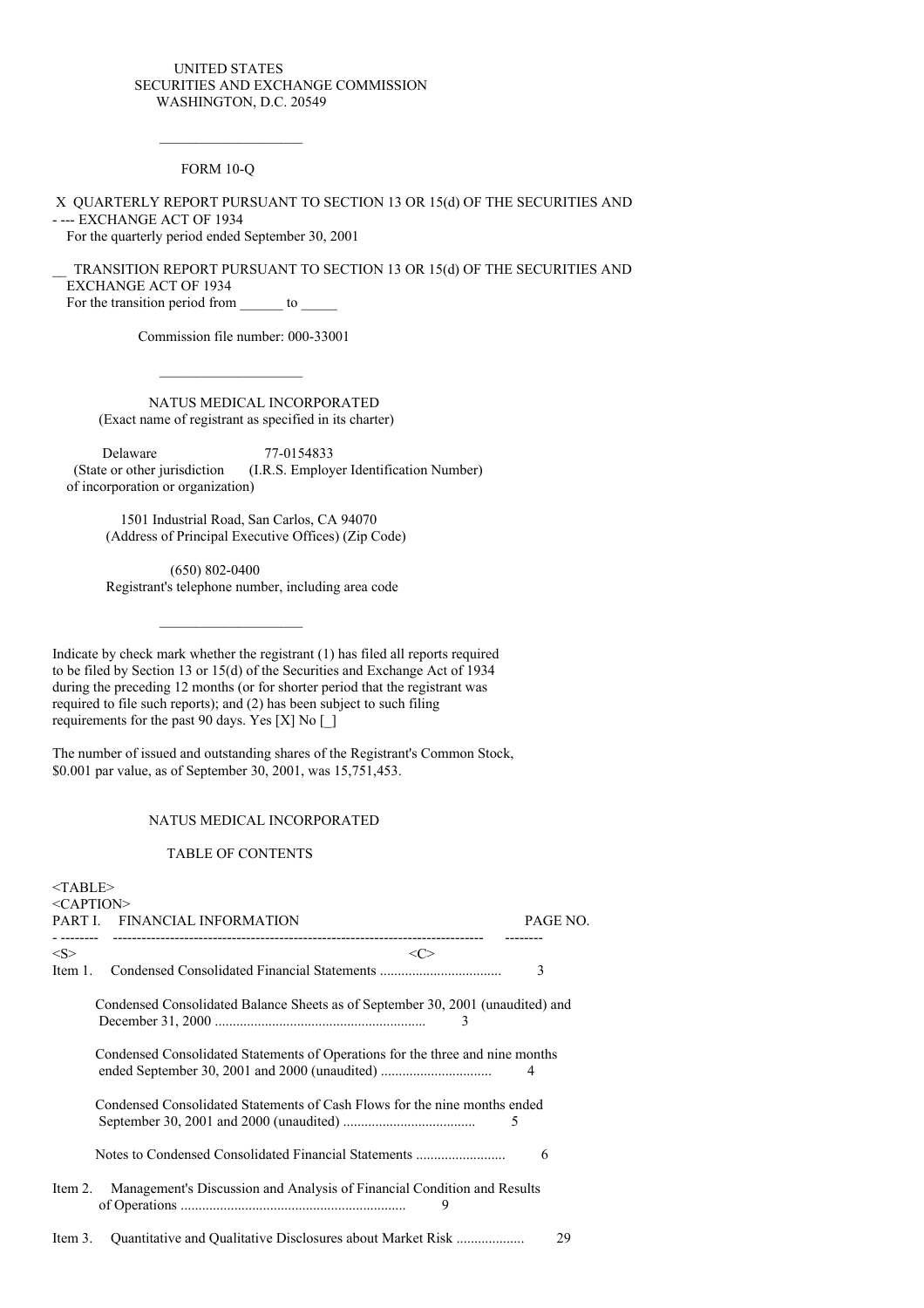UNITED STATES
SECURITIES AND EXCHANGE COMMISSION
WASHINGTON, D.C. 20549

---

FORM 10-Q

X QUARTERLY REPORT PURSUANT TO SECTION 13 OR 15(d) OF THE SECURITIES AND EXCHANGE ACT OF 1934
For the quarterly period ended September 30, 2001

__ TRANSITION REPORT PURSUANT TO SECTION 13 OR 15(d) OF THE SECURITIES AND EXCHANGE ACT OF 1934
For the transition period from ______ to _____

Commission file number: 000-33001

---

NATUS MEDICAL INCORPORATED
(Exact name of registrant as specified in its charter)

| Delaware | 77-0154833 |
|---|---|
| (State or other jurisdiction of incorporation or organization) | (I.R.S. Employer Identification Number) |

1501 Industrial Road, San Carlos, CA 94070
(Address of Principal Executive Offices) (Zip Code)

(650) 802-0400
Registrant's telephone number, including area code

---

Indicate by check mark whether the registrant (1) has filed all reports required to be filed by Section 13 or 15(d) of the Securities and Exchange Act of 1934 during the preceding 12 months (or for shorter period that the registrant was required to file such reports); and (2) has been subject to such filing requirements for the past 90 days. Yes [X] No [_]

The number of issued and outstanding shares of the Registrant's Common Stock, $0.001 par value, as of September 30, 2001, was 15,751,453.

NATUS MEDICAL INCORPORATED

TABLE OF CONTENTS

| PART I. FINANCIAL INFORMATION | PAGE NO. |
|---|---|
| Item 1. Condensed Consolidated Financial Statements | 3 |
| Condensed Consolidated Balance Sheets as of September 30, 2001 (unaudited) and December 31, 2000 | 3 |
| Condensed Consolidated Statements of Operations for the three and nine months ended September 30, 2001 and 2000 (unaudited) | 4 |
| Condensed Consolidated Statements of Cash Flows for the nine months ended September 30, 2001 and 2000 (unaudited) | 5 |
| Notes to Condensed Consolidated Financial Statements | 6 |
| Item 2. Management's Discussion and Analysis of Financial Condition and Results of Operations | 9 |
| Item 3. Quantitative and Qualitative Disclosures about Market Risk | 29 |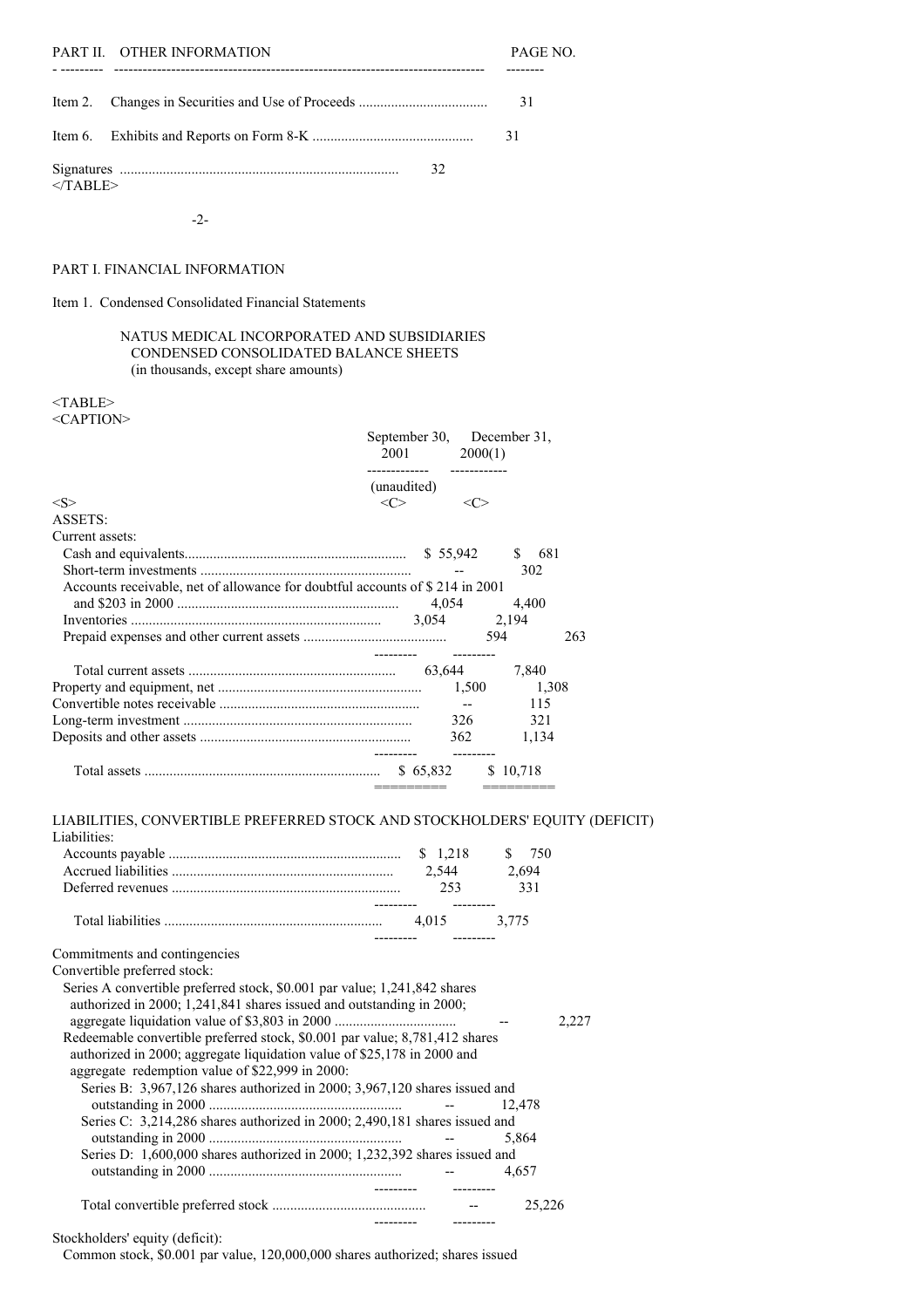| PART II. OTHER INFORMATION | PAGE NO. |
|---|---|
| Item 2. Changes in Securities and Use of Proceeds | 31 |
| Item 6. Exhibits and Reports on Form 8-K | 31 |
| Signatures | 32 |

## PART I. FINANCIAL INFORMATION

### Item 1. Condensed Consolidated Financial Statements

NATUS MEDICAL INCORPORATED AND SUBSIDIARIES
CONDENSED CONSOLIDATED BALANCE SHEETS
(in thousands, except share amounts)

| | September 30, 2001 (unaudited) | December 31, 2000(1) |
|---|---|---|
| **ASSETS:** | | |
| Current assets: | | |
| Cash and equivalents | $ 55,942 | $ 681 |
| Short-term investments | -- | 302 |
| Accounts receivable, net of allowance for doubtful accounts of $ 214 in 2001 and $203 in 2000 | 4,054 | 4,400 |
| Inventories | 3,054 | 2,194 |
| Prepaid expenses and other current assets | 594 | 263 |
| Total current assets | 63,644 | 7,840 |
| Property and equipment, net | 1,500 | 1,308 |
| Convertible notes receivable | -- | 115 |
| Long-term investment | 326 | 321 |
| Deposits and other assets | 362 | 1,134 |
| Total assets | $ 65,832 | $ 10,718 |
| **LIABILITIES, CONVERTIBLE PREFERRED STOCK AND STOCKHOLDERS' EQUITY (DEFICIT)** | | |
| Liabilities: | | |
| Accounts payable | $ 1,218 | $ 750 |
| Accrued liabilities | 2,544 | 2,694 |
| Deferred revenues | 253 | 331 |
| Total liabilities | 4,015 | 3,775 |
| Commitments and contingencies | | |
| Convertible preferred stock: | | |
| Series A convertible preferred stock, $0.001 par value; 1,241,842 shares authorized in 2000; 1,241,841 shares issued and outstanding in 2000; aggregate liquidation value of $3,803 in 2000 | -- | 2,227 |
| Redeemable convertible preferred stock, $0.001 par value; 8,781,412 shares authorized in 2000; aggregate liquidation value of $25,178 in 2000 and aggregate redemption value of $22,999 in 2000: | | |
| Series B: 3,967,126 shares authorized in 2000; 3,967,120 shares issued and outstanding in 2000 | -- | 12,478 |
| Series C: 3,214,286 shares authorized in 2000; 2,490,181 shares issued and outstanding in 2000 | -- | 5,864 |
| Series D: 1,600,000 shares authorized in 2000; 1,232,392 shares issued and outstanding in 2000 | -- | 4,657 |
| Total convertible preferred stock | -- | 25,226 |
| Stockholders' equity (deficit): | | |
| Common stock, $0.001 par value, 120,000,000 shares authorized; shares issued | | |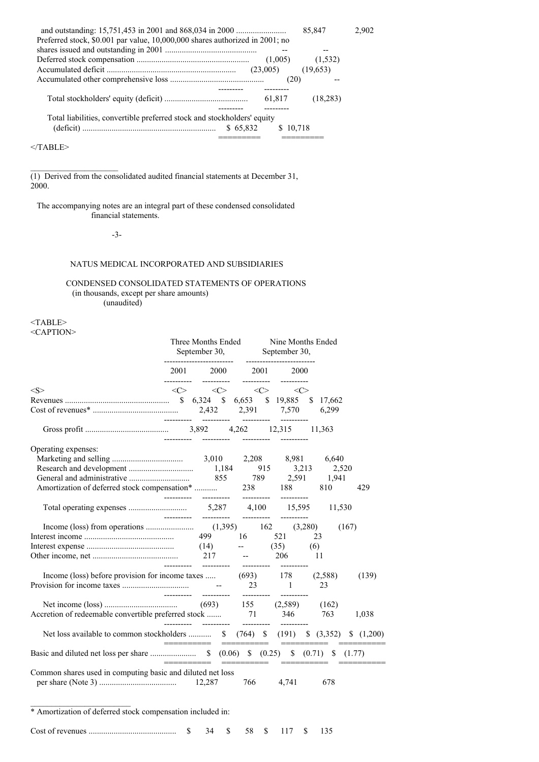| | | |
|---|---|---|
| and outstanding: 15,751,453 in 2001 and 868,034 in 2000 | 85,847 | 2,902 |
| Preferred stock, $0.001 par value, 10,000,000 shares authorized in 2001; no shares issued and outstanding in 2001 | -- | -- |
| Deferred stock compensation | (1,005) | (1,532) |
| Accumulated deficit | (23,005) | (19,653) |
| Accumulated other comprehensive loss | (20) | -- |
| Total stockholders' equity (deficit) | 61,817 | (18,283) |
| Total liabilities, convertible preferred stock and stockholders' equity (deficit) | $ 65,832 | $ 10,718 |

(1) Derived from the consolidated audited financial statements at December 31, 2000.

The accompanying notes are an integral part of these condensed consolidated financial statements.

# NATUS MEDICAL INCORPORATED AND SUBSIDIARIES

## CONDENSED CONSOLIDATED STATEMENTS OF OPERATIONS

(in thousands, except per share amounts)
(unaudited)

| | Three Months Ended September 30, | | Nine Months Ended September 30, | |
|---|---|---|---|---|
| | 2001 | 2000 | 2001 | 2000 |
| Revenues | $ 6,324 | $ 6,653 | $ 19,885 | $ 17,662 |
| Cost of revenues* | 2,432 | 2,391 | 7,570 | 6,299 |
| Gross profit | 3,892 | 4,262 | 12,315 | 11,363 |
| Operating expenses: | | | | |
| Marketing and selling | 3,010 | 2,208 | 8,981 | 6,640 |
| Research and development | 1,184 | 915 | 3,213 | 2,520 |
| General and administrative | 855 | 789 | 2,591 | 1,941 |
| Amortization of deferred stock compensation* | 238 | 188 | 810 | 429 |
| Total operating expenses | 5,287 | 4,100 | 15,595 | 11,530 |
| Income (loss) from operations | (1,395) | 162 | (3,280) | (167) |
| Interest income | 499 | 16 | 521 | 23 |
| Interest expense | (14) | -- | (35) | (6) |
| Other income, net | 217 | -- | 206 | 11 |
| Income (loss) before provision for income taxes | (693) | 178 | (2,588) | (139) |
| Provision for income taxes | -- | 23 | 1 | 23 |
| Net income (loss) | (693) | 155 | (2,589) | (162) |
| Accretion of redeemable convertible preferred stock | 71 | 346 | 763 | 1,038 |
| Net loss available to common stockholders | $ (764) | $ (191) | $ (3,352) | $ (1,200) |
| Basic and diluted net loss per share | $ (0.06) | $ (0.25) | $ (0.71) | $ (1.77) |
| Common shares used in computing basic and diluted net loss per share (Note 3) | 12,287 | 766 | 4,741 | 678 |

\* Amortization of deferred stock compensation included in:

| | | | | |
|---|---|---|---|---|
| Cost of revenues | $ 34 | $ 58 | $ 117 | $ 135 |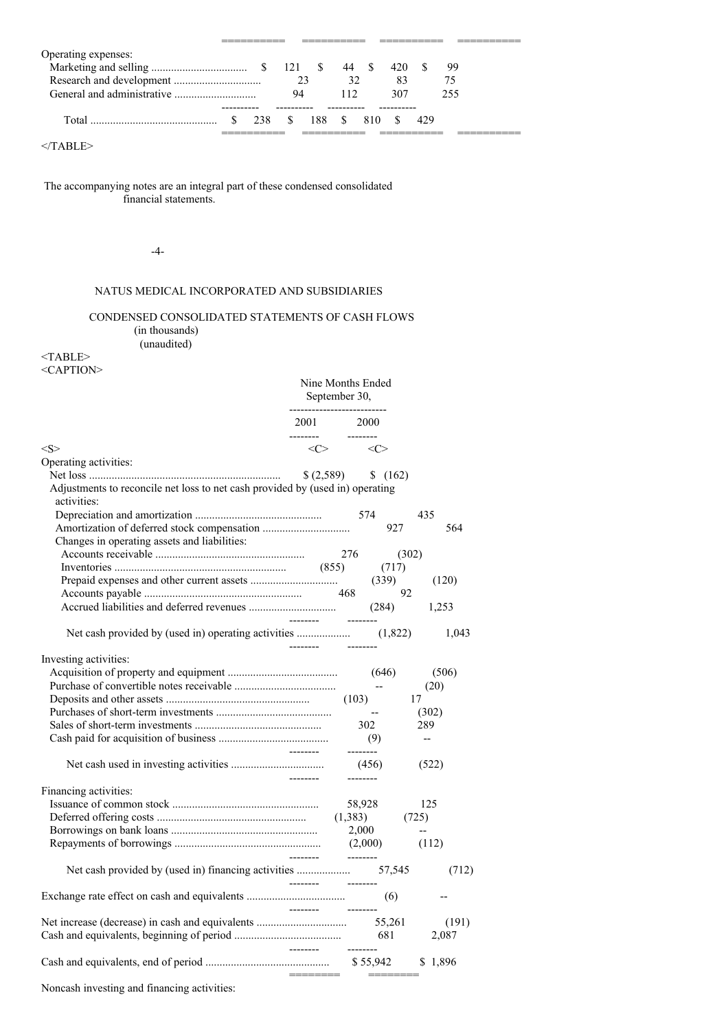| | | | | |
|---|---|---|---|---|
| Operating expenses: | | | | |
| Marketing and selling | $ 121 | $ 44 | $ 420 | $ 99 |
| Research and development | 23 | 32 | 83 | 75 |
| General and administrative | 94 | 112 | 307 | 255 |
| Total | $ 238 | $ 188 | $ 810 | $ 429 |

The accompanying notes are an integral part of these condensed consolidated financial statements.

# NATUS MEDICAL INCORPORATED AND SUBSIDIARIES

## CONDENSED CONSOLIDATED STATEMENTS OF CASH FLOWS
(in thousands)
(unaudited)

| | Nine Months Ended September 30, | |
|---|---|---|
| | 2001 | 2000 |
| Operating activities: | | |
| Net loss | $ (2,589) | $ (162) |
| Adjustments to reconcile net loss to net cash provided by (used in) operating activities: | | |
| Depreciation and amortization | 574 | 435 |
| Amortization of deferred stock compensation | 927 | 564 |
| Changes in operating assets and liabilities: | | |
| Accounts receivable | 276 | (302) |
| Inventories | (855) | (717) |
| Prepaid expenses and other current assets | (339) | (120) |
| Accounts payable | 468 | 92 |
| Accrued liabilities and deferred revenues | (284) | 1,253 |
| Net cash provided by (used in) operating activities | (1,822) | 1,043 |
| Investing activities: | | |
| Acquisition of property and equipment | (646) | (506) |
| Purchase of convertible notes receivable | -- | (20) |
| Deposits and other assets | (103) | 17 |
| Purchases of short-term investments | -- | (302) |
| Sales of short-term investments | 302 | 289 |
| Cash paid for acquisition of business | (9) | -- |
| Net cash used in investing activities | (456) | (522) |
| Financing activities: | | |
| Issuance of common stock | 58,928 | 125 |
| Deferred offering costs | (1,383) | (725) |
| Borrowings on bank loans | 2,000 | -- |
| Repayments of borrowings | (2,000) | (112) |
| Net cash provided by (used in) financing activities | 57,545 | (712) |
| Exchange rate effect on cash and equivalents | (6) | -- |
| Net increase (decrease) in cash and equivalents | 55,261 | (191) |
| Cash and equivalents, beginning of period | 681 | 2,087 |
| Cash and equivalents, end of period | $ 55,942 | $ 1,896 |

Noncash investing and financing activities: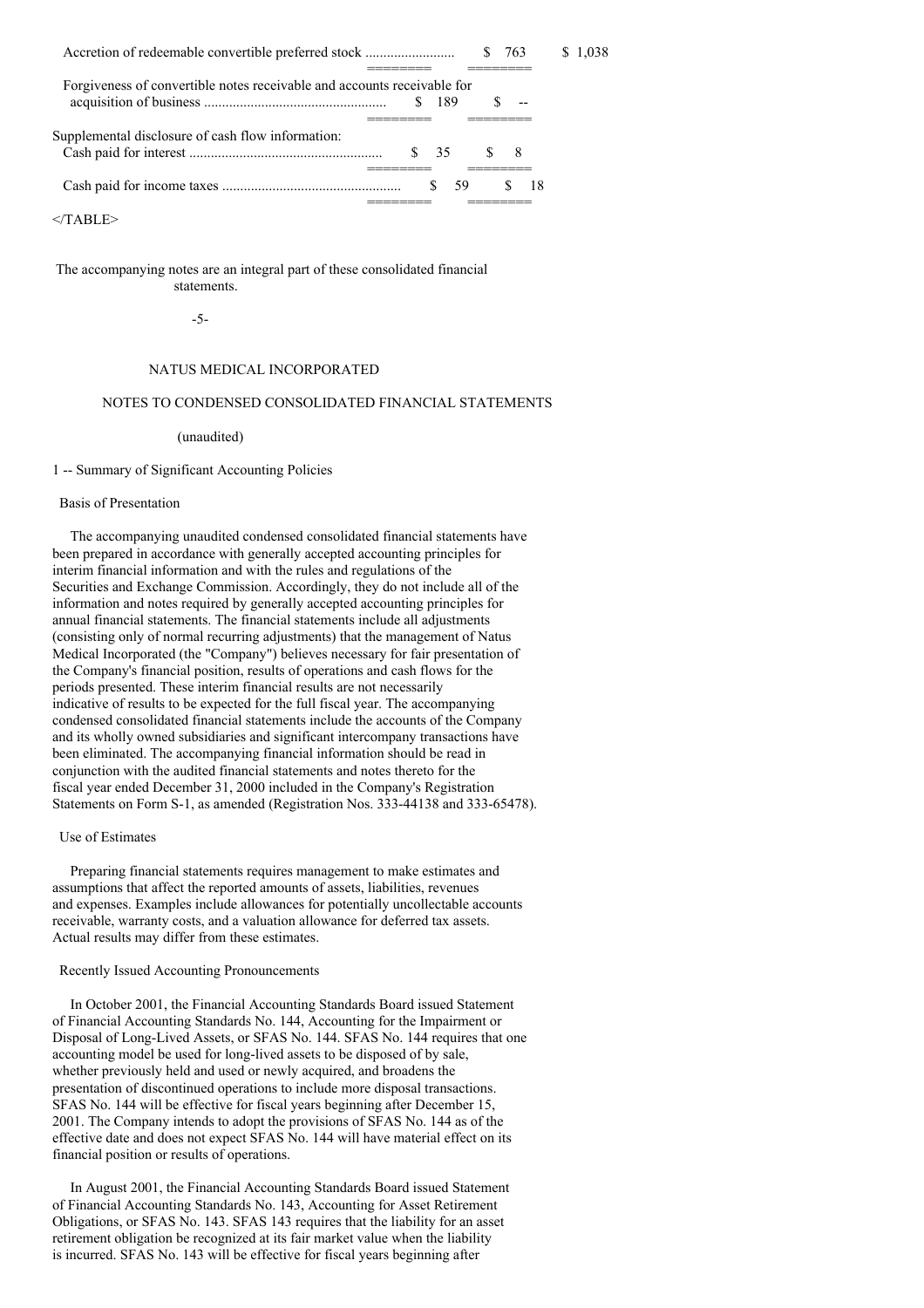| | | |
|---|---|---|
| Accretion of redeemable convertible preferred stock | $ 763 | $ 1,038 |
| Forgiveness of convertible notes receivable and accounts receivable for acquisition of business | $ 189 | $ -- |
| Supplemental disclosure of cash flow information: | | |
| Cash paid for interest | $ 35 | $ 8 |
| Cash paid for income taxes | $ 59 | $ 18 |

The accompanying notes are an integral part of these consolidated financial statements.

NATUS MEDICAL INCORPORATED

NOTES TO CONDENSED CONSOLIDATED FINANCIAL STATEMENTS

(unaudited)

## 1 -- Summary of Significant Accounting Policies

### Basis of Presentation

The accompanying unaudited condensed consolidated financial statements have been prepared in accordance with generally accepted accounting principles for interim financial information and with the rules and regulations of the Securities and Exchange Commission. Accordingly, they do not include all of the information and notes required by generally accepted accounting principles for annual financial statements. The financial statements include all adjustments (consisting only of normal recurring adjustments) that the management of Natus Medical Incorporated (the "Company") believes necessary for fair presentation of the Company's financial position, results of operations and cash flows for the periods presented. These interim financial results are not necessarily indicative of results to be expected for the full fiscal year. The accompanying condensed consolidated financial statements include the accounts of the Company and its wholly owned subsidiaries and significant intercompany transactions have been eliminated. The accompanying financial information should be read in conjunction with the audited financial statements and notes thereto for the fiscal year ended December 31, 2000 included in the Company's Registration Statements on Form S-1, as amended (Registration Nos. 333-44138 and 333-65478).

### Use of Estimates

Preparing financial statements requires management to make estimates and assumptions that affect the reported amounts of assets, liabilities, revenues and expenses. Examples include allowances for potentially uncollectable accounts receivable, warranty costs, and a valuation allowance for deferred tax assets. Actual results may differ from these estimates.

### Recently Issued Accounting Pronouncements

In October 2001, the Financial Accounting Standards Board issued Statement of Financial Accounting Standards No. 144, Accounting for the Impairment or Disposal of Long-Lived Assets, or SFAS No. 144. SFAS No. 144 requires that one accounting model be used for long-lived assets to be disposed of by sale, whether previously held and used or newly acquired, and broadens the presentation of discontinued operations to include more disposal transactions. SFAS No. 144 will be effective for fiscal years beginning after December 15, 2001. The Company intends to adopt the provisions of SFAS No. 144 as of the effective date and does not expect SFAS No. 144 will have material effect on its financial position or results of operations.

In August 2001, the Financial Accounting Standards Board issued Statement of Financial Accounting Standards No. 143, Accounting for Asset Retirement Obligations, or SFAS No. 143. SFAS 143 requires that the liability for an asset retirement obligation be recognized at its fair market value when the liability is incurred. SFAS No. 143 will be effective for fiscal years beginning after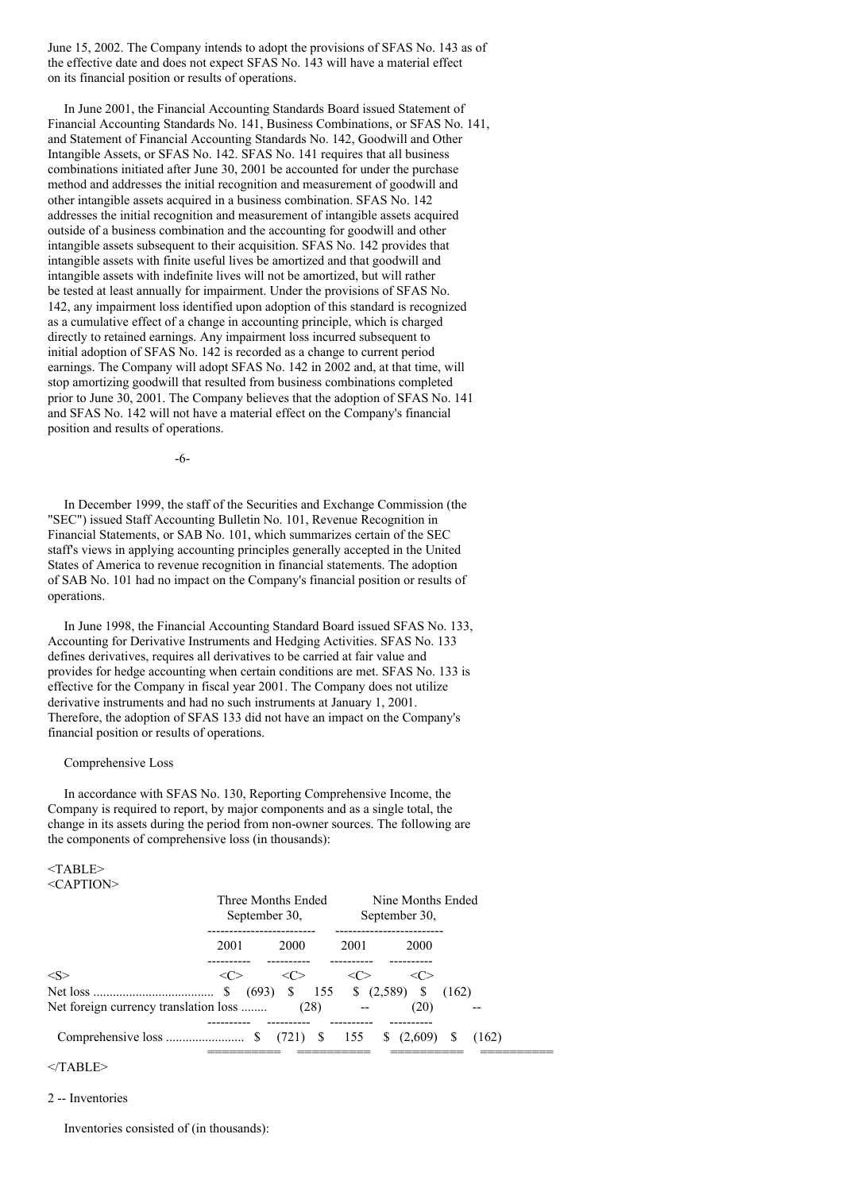June 15, 2002. The Company intends to adopt the provisions of SFAS No. 143 as of the effective date and does not expect SFAS No. 143 will have a material effect on its financial position or results of operations.

In June 2001, the Financial Accounting Standards Board issued Statement of Financial Accounting Standards No. 141, Business Combinations, or SFAS No. 141, and Statement of Financial Accounting Standards No. 142, Goodwill and Other Intangible Assets, or SFAS No. 142. SFAS No. 141 requires that all business combinations initiated after June 30, 2001 be accounted for under the purchase method and addresses the initial recognition and measurement of goodwill and other intangible assets acquired in a business combination. SFAS No. 142 addresses the initial recognition and measurement of intangible assets acquired outside of a business combination and the accounting for goodwill and other intangible assets subsequent to their acquisition. SFAS No. 142 provides that intangible assets with finite useful lives be amortized and that goodwill and intangible assets with indefinite lives will not be amortized, but will rather be tested at least annually for impairment. Under the provisions of SFAS No. 142, any impairment loss identified upon adoption of this standard is recognized as a cumulative effect of a change in accounting principle, which is charged directly to retained earnings. Any impairment loss incurred subsequent to initial adoption of SFAS No. 142 is recorded as a change to current period earnings. The Company will adopt SFAS No. 142 in 2002 and, at that time, will stop amortizing goodwill that resulted from business combinations completed prior to June 30, 2001. The Company believes that the adoption of SFAS No. 141 and SFAS No. 142 will not have a material effect on the Company's financial position and results of operations.

In December 1999, the staff of the Securities and Exchange Commission (the "SEC") issued Staff Accounting Bulletin No. 101, Revenue Recognition in Financial Statements, or SAB No. 101, which summarizes certain of the SEC staff's views in applying accounting principles generally accepted in the United States of America to revenue recognition in financial statements. The adoption of SAB No. 101 had no impact on the Company's financial position or results of operations.

In June 1998, the Financial Accounting Standard Board issued SFAS No. 133, Accounting for Derivative Instruments and Hedging Activities. SFAS No. 133 defines derivatives, requires all derivatives to be carried at fair value and provides for hedge accounting when certain conditions are met. SFAS No. 133 is effective for the Company in fiscal year 2001. The Company does not utilize derivative instruments and had no such instruments at January 1, 2001. Therefore, the adoption of SFAS 133 did not have an impact on the Company's financial position or results of operations.

Comprehensive Loss

In accordance with SFAS No. 130, Reporting Comprehensive Income, the Company is required to report, by major components and as a single total, the change in its assets during the period from non-owner sources. The following are the components of comprehensive loss (in thousands):

| | Three Months Ended September 30, | | Nine Months Ended September 30, | |
|---|---|---|---|---|
| | 2001 | 2000 | 2001 | 2000 |
| Net loss | $ (693) | $ 155 | $ (2,589) | $ (162) |
| Net foreign currency translation loss | (28) | -- | (20) | -- |
| Comprehensive loss | $ (721) | $ 155 | $ (2,609) | $ (162) |

2 -- Inventories

Inventories consisted of (in thousands):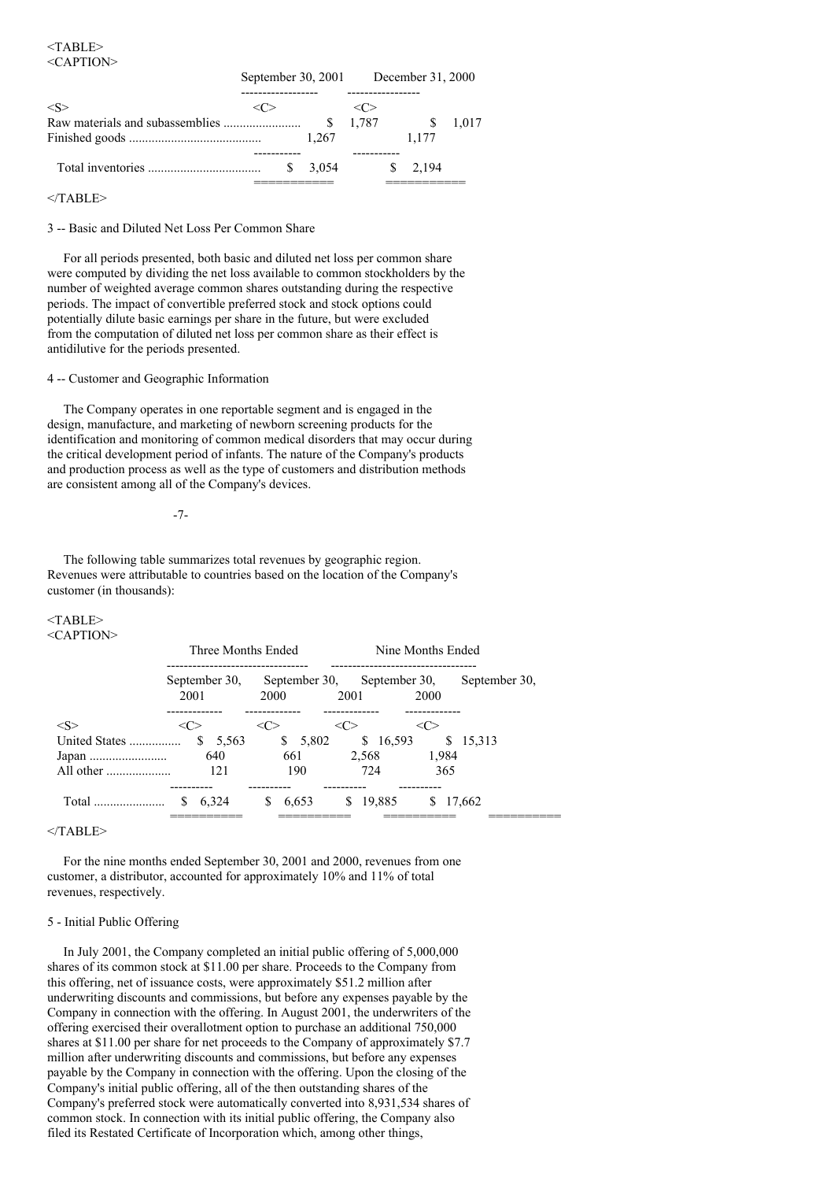| | September 30, 2001 | December 31, 2000 |
|---|---|---|
| Raw materials and subassemblies | $ 1,787 | $ 1,017 |
| Finished goods | 1,267 | 1,177 |
| Total inventories | $ 3,054 | $ 2,194 |

3 -- Basic and Diluted Net Loss Per Common Share

For all periods presented, both basic and diluted net loss per common share were computed by dividing the net loss available to common stockholders by the number of weighted average common shares outstanding during the respective periods. The impact of convertible preferred stock and stock options could potentially dilute basic earnings per share in the future, but were excluded from the computation of diluted net loss per common share as their effect is antidilutive for the periods presented.

4 -- Customer and Geographic Information

The Company operates in one reportable segment and is engaged in the design, manufacture, and marketing of newborn screening products for the identification and monitoring of common medical disorders that may occur during the critical development period of infants. The nature of the Company's products and production process as well as the type of customers and distribution methods are consistent among all of the Company's devices.

The following table summarizes total revenues by geographic region. Revenues were attributable to countries based on the location of the Company's customer (in thousands):

| | Three Months Ended | | Nine Months Ended | |
|---|---|---|---|---|
| | September 30, 2001 | September 30, 2000 | September 30, 2001 | September 30, 2000 |
| United States | $ 5,563 | $ 5,802 | $ 16,593 | $ 15,313 |
| Japan | 640 | 661 | 2,568 | 1,984 |
| All other | 121 | 190 | 724 | 365 |
| Total | $ 6,324 | $ 6,653 | $ 19,885 | $ 17,662 |

For the nine months ended September 30, 2001 and 2000, revenues from one customer, a distributor, accounted for approximately 10% and 11% of total revenues, respectively.

5 - Initial Public Offering

In July 2001, the Company completed an initial public offering of 5,000,000 shares of its common stock at $11.00 per share. Proceeds to the Company from this offering, net of issuance costs, were approximately $51.2 million after underwriting discounts and commissions, but before any expenses payable by the Company in connection with the offering. In August 2001, the underwriters of the offering exercised their overallotment option to purchase an additional 750,000 shares at $11.00 per share for net proceeds to the Company of approximately $7.7 million after underwriting discounts and commissions, but before any expenses payable by the Company in connection with the offering. Upon the closing of the Company's initial public offering, all of the then outstanding shares of the Company's preferred stock were automatically converted into 8,931,534 shares of common stock. In connection with its initial public offering, the Company also filed its Restated Certificate of Incorporation which, among other things,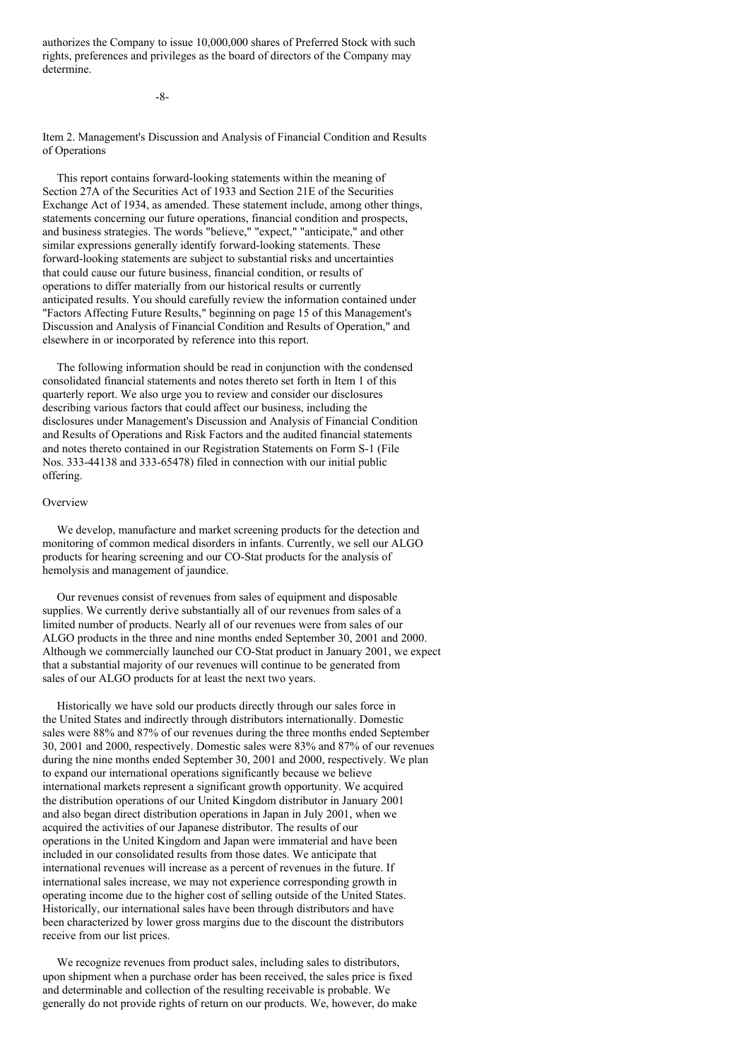authorizes the Company to issue 10,000,000 shares of Preferred Stock with such rights, preferences and privileges as the board of directors of the Company may determine.

## Item 2. Management's Discussion and Analysis of Financial Condition and Results of Operations

This report contains forward-looking statements within the meaning of Section 27A of the Securities Act of 1933 and Section 21E of the Securities Exchange Act of 1934, as amended. These statement include, among other things, statements concerning our future operations, financial condition and prospects, and business strategies. The words "believe," "expect," "anticipate," and other similar expressions generally identify forward-looking statements. These forward-looking statements are subject to substantial risks and uncertainties that could cause our future business, financial condition, or results of operations to differ materially from our historical results or currently anticipated results. You should carefully review the information contained under "Factors Affecting Future Results," beginning on page 15 of this Management's Discussion and Analysis of Financial Condition and Results of Operation," and elsewhere in or incorporated by reference into this report.

The following information should be read in conjunction with the condensed consolidated financial statements and notes thereto set forth in Item 1 of this quarterly report. We also urge you to review and consider our disclosures describing various factors that could affect our business, including the disclosures under Management's Discussion and Analysis of Financial Condition and Results of Operations and Risk Factors and the audited financial statements and notes thereto contained in our Registration Statements on Form S-1 (File Nos. 333-44138 and 333-65478) filed in connection with our initial public offering.

### Overview

We develop, manufacture and market screening products for the detection and monitoring of common medical disorders in infants. Currently, we sell our ALGO products for hearing screening and our CO-Stat products for the analysis of hemolysis and management of jaundice.

Our revenues consist of revenues from sales of equipment and disposable supplies. We currently derive substantially all of our revenues from sales of a limited number of products. Nearly all of our revenues were from sales of our ALGO products in the three and nine months ended September 30, 2001 and 2000. Although we commercially launched our CO-Stat product in January 2001, we expect that a substantial majority of our revenues will continue to be generated from sales of our ALGO products for at least the next two years.

Historically we have sold our products directly through our sales force in the United States and indirectly through distributors internationally. Domestic sales were 88% and 87% of our revenues during the three months ended September 30, 2001 and 2000, respectively. Domestic sales were 83% and 87% of our revenues during the nine months ended September 30, 2001 and 2000, respectively. We plan to expand our international operations significantly because we believe international markets represent a significant growth opportunity. We acquired the distribution operations of our United Kingdom distributor in January 2001 and also began direct distribution operations in Japan in July 2001, when we acquired the activities of our Japanese distributor. The results of our operations in the United Kingdom and Japan were immaterial and have been included in our consolidated results from those dates. We anticipate that international revenues will increase as a percent of revenues in the future. If international sales increase, we may not experience corresponding growth in operating income due to the higher cost of selling outside of the United States. Historically, our international sales have been through distributors and have been characterized by lower gross margins due to the discount the distributors receive from our list prices.

We recognize revenues from product sales, including sales to distributors, upon shipment when a purchase order has been received, the sales price is fixed and determinable and collection of the resulting receivable is probable. We generally do not provide rights of return on our products. We, however, do make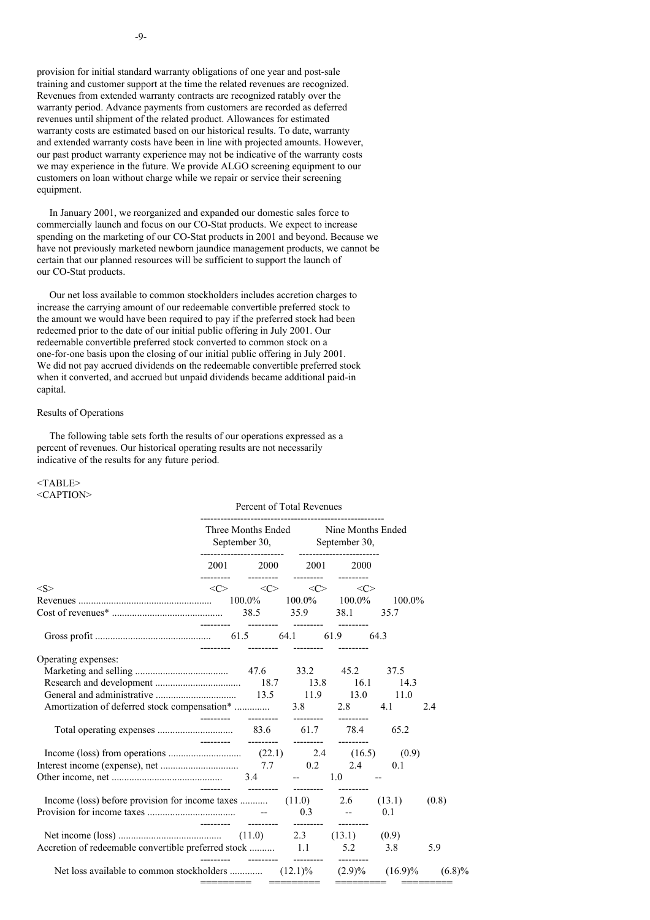provision for initial standard warranty obligations of one year and post-sale training and customer support at the time the related revenues are recognized. Revenues from extended warranty contracts are recognized ratably over the warranty period. Advance payments from customers are recorded as deferred revenues until shipment of the related product. Allowances for estimated warranty costs are estimated based on our historical results. To date, warranty and extended warranty costs have been in line with projected amounts. However, our past product warranty experience may not be indicative of the warranty costs we may experience in the future. We provide ALGO screening equipment to our customers on loan without charge while we repair or service their screening equipment.

In January 2001, we reorganized and expanded our domestic sales force to commercially launch and focus on our CO-Stat products. We expect to increase spending on the marketing of our CO-Stat products in 2001 and beyond. Because we have not previously marketed newborn jaundice management products, we cannot be certain that our planned resources will be sufficient to support the launch of our CO-Stat products.

Our net loss available to common stockholders includes accretion charges to increase the carrying amount of our redeemable convertible preferred stock to the amount we would have been required to pay if the preferred stock had been redeemed prior to the date of our initial public offering in July 2001. Our redeemable convertible preferred stock converted to common stock on a one-for-one basis upon the closing of our initial public offering in July 2001. We did not pay accrued dividends on the redeemable convertible preferred stock when it converted, and accrued but unpaid dividends became additional paid-in capital.

Results of Operations

The following table sets forth the results of our operations expressed as a percent of revenues. Our historical operating results are not necessarily indicative of the results for any future period.

| | Percent of Total Revenues | | | |
|---|---|---|---|---|
| | Three Months Ended September 30, | | Nine Months Ended September 30, | |
| | 2001 | 2000 | 2001 | 2000 |
| Revenues | 100.0% | 100.0% | 100.0% | 100.0% |
| Cost of revenues* | 38.5 | 35.9 | 38.1 | 35.7 |
| Gross profit | 61.5 | 64.1 | 61.9 | 64.3 |
| Operating expenses: | | | | |
| Marketing and selling | 47.6 | 33.2 | 45.2 | 37.5 |
| Research and development | 18.7 | 13.8 | 16.1 | 14.3 |
| General and administrative | 13.5 | 11.9 | 13.0 | 11.0 |
| Amortization of deferred stock compensation* | 3.8 | 2.8 | 4.1 | 2.4 |
| Total operating expenses | 83.6 | 61.7 | 78.4 | 65.2 |
| Income (loss) from operations | (22.1) | 2.4 | (16.5) | (0.9) |
| Interest income (expense), net | 7.7 | 0.2 | 2.4 | 0.1 |
| Other income, net | 3.4 | -- | 1.0 | -- |
| Income (loss) before provision for income taxes | (11.0) | 2.6 | (13.1) | (0.8) |
| Provision for income taxes | -- | 0.3 | -- | 0.1 |
| Net income (loss) | (11.0) | 2.3 | (13.1) | (0.9) |
| Accretion of redeemable convertible preferred stock | 1.1 | 5.2 | 3.8 | 5.9 |
| Net loss available to common stockholders | (12.1)% | (2.9)% | (16.9)% | (6.8)% |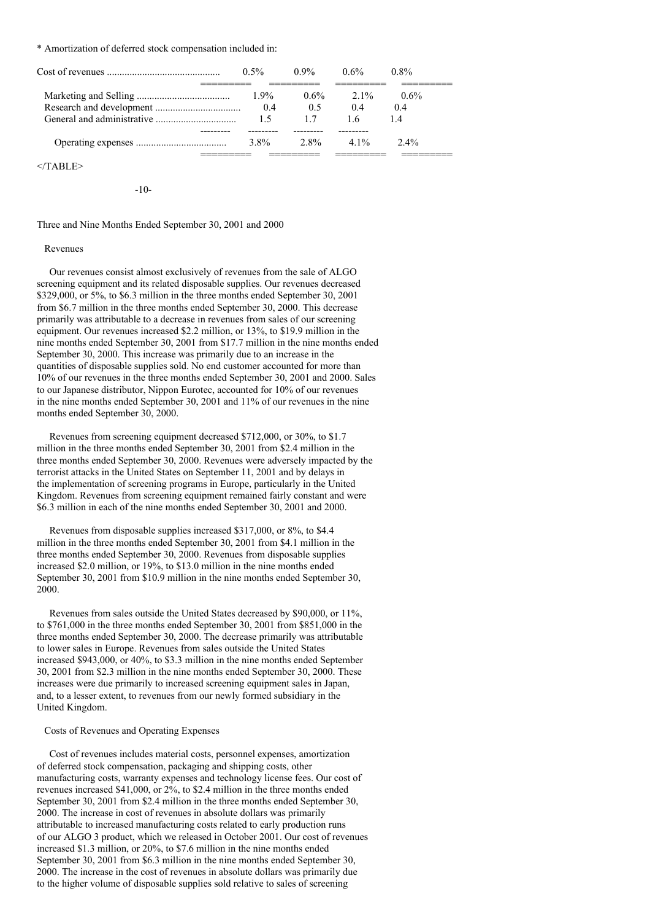* Amortization of deferred stock compensation included in:

| | | | | |
|---|---|---|---|---|
| Cost of revenues | 0.5% | 0.9% | 0.6% | 0.8% |
| Marketing and Selling | 1.9% | 0.6% | 2.1% | 0.6% |
| Research and development | 0.4 | 0.5 | 0.4 | 0.4 |
| General and administrative | 1.5 | 1.7 | 1.6 | 1.4 |
| Operating expenses | 3.8% | 2.8% | 4.1% | 2.4% |

</TABLE>

Three and Nine Months Ended September 30, 2001 and 2000

Revenues

Our revenues consist almost exclusively of revenues from the sale of ALGO screening equipment and its related disposable supplies. Our revenues decreased $329,000, or 5%, to $6.3 million in the three months ended September 30, 2001 from $6.7 million in the three months ended September 30, 2000. This decrease primarily was attributable to a decrease in revenues from sales of our screening equipment. Our revenues increased $2.2 million, or 13%, to $19.9 million in the nine months ended September 30, 2001 from $17.7 million in the nine months ended September 30, 2000. This increase was primarily due to an increase in the quantities of disposable supplies sold. No end customer accounted for more than 10% of our revenues in the three months ended September 30, 2001 and 2000. Sales to our Japanese distributor, Nippon Eurotec, accounted for 10% of our revenues in the nine months ended September 30, 2001 and 11% of our revenues in the nine months ended September 30, 2000.

Revenues from screening equipment decreased $712,000, or 30%, to $1.7 million in the three months ended September 30, 2001 from $2.4 million in the three months ended September 30, 2000. Revenues were adversely impacted by the terrorist attacks in the United States on September 11, 2001 and by delays in the implementation of screening programs in Europe, particularly in the United Kingdom. Revenues from screening equipment remained fairly constant and were $6.3 million in each of the nine months ended September 30, 2001 and 2000.

Revenues from disposable supplies increased $317,000, or 8%, to $4.4 million in the three months ended September 30, 2001 from $4.1 million in the three months ended September 30, 2000. Revenues from disposable supplies increased $2.0 million, or 19%, to $13.0 million in the nine months ended September 30, 2001 from $10.9 million in the nine months ended September 30, 2000.

Revenues from sales outside the United States decreased by $90,000, or 11%, to $761,000 in the three months ended September 30, 2001 from $851,000 in the three months ended September 30, 2000. The decrease primarily was attributable to lower sales in Europe. Revenues from sales outside the United States increased $943,000, or 40%, to $3.3 million in the nine months ended September 30, 2001 from $2.3 million in the nine months ended September 30, 2000. These increases were due primarily to increased screening equipment sales in Japan, and, to a lesser extent, to revenues from our newly formed subsidiary in the United Kingdom.

Costs of Revenues and Operating Expenses

Cost of revenues includes material costs, personnel expenses, amortization of deferred stock compensation, packaging and shipping costs, other manufacturing costs, warranty expenses and technology license fees. Our cost of revenues increased $41,000, or 2%, to $2.4 million in the three months ended September 30, 2001 from $2.4 million in the three months ended September 30, 2000. The increase in cost of revenues in absolute dollars was primarily attributable to increased manufacturing costs related to early production runs of our ALGO 3 product, which we released in October 2001. Our cost of revenues increased $1.3 million, or 20%, to $7.6 million in the nine months ended September 30, 2001 from $6.3 million in the nine months ended September 30, 2000. The increase in the cost of revenues in absolute dollars was primarily due to the higher volume of disposable supplies sold relative to sales of screening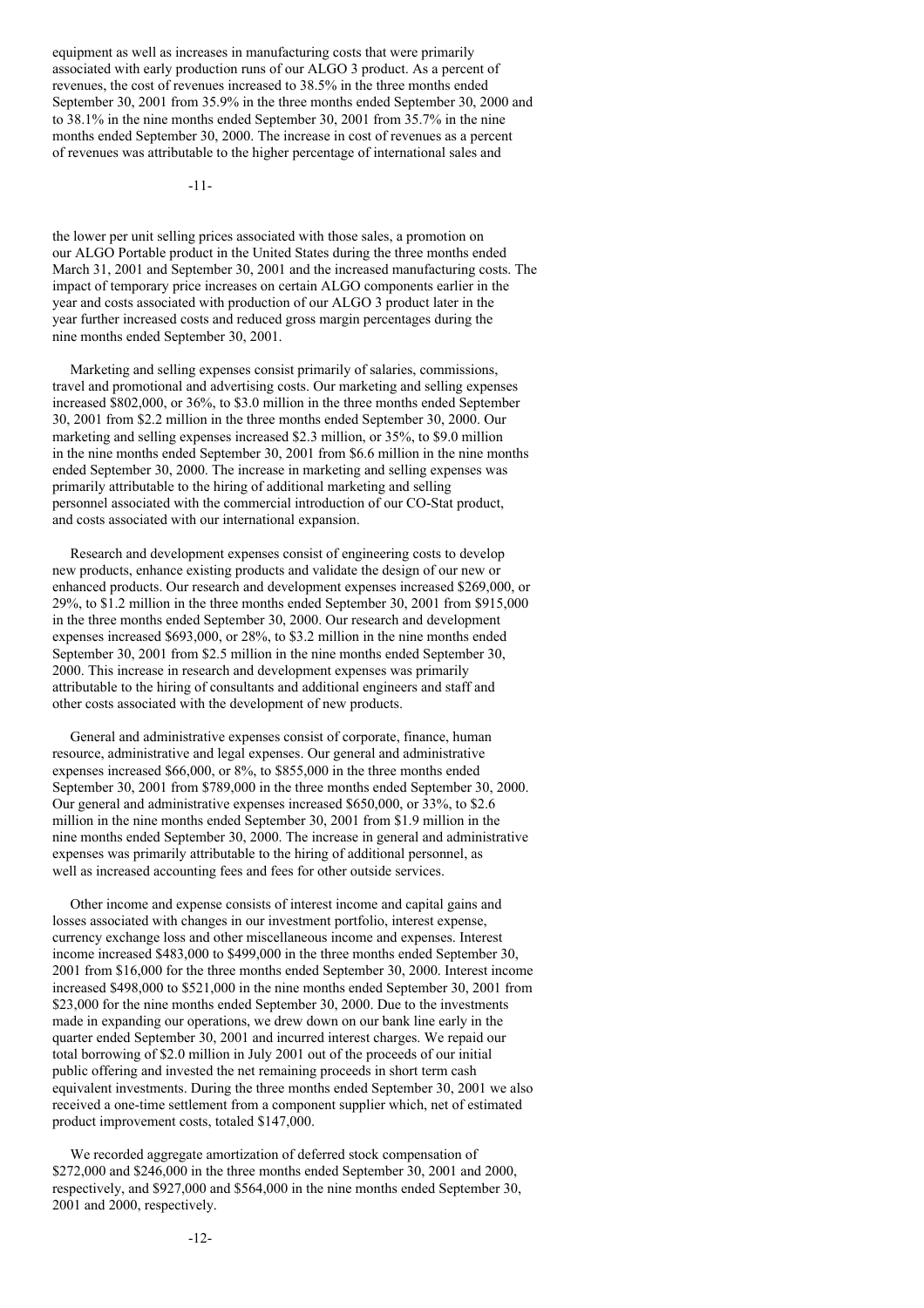equipment as well as increases in manufacturing costs that were primarily associated with early production runs of our ALGO 3 product. As a percent of revenues, the cost of revenues increased to 38.5% in the three months ended September 30, 2001 from 35.9% in the three months ended September 30, 2000 and to 38.1% in the nine months ended September 30, 2001 from 35.7% in the nine months ended September 30, 2000. The increase in cost of revenues as a percent of revenues was attributable to the higher percentage of international sales and the lower per unit selling prices associated with those sales, a promotion on our ALGO Portable product in the United States during the three months ended March 31, 2001 and September 30, 2001 and the increased manufacturing costs. The impact of temporary price increases on certain ALGO components earlier in the year and costs associated with production of our ALGO 3 product later in the year further increased costs and reduced gross margin percentages during the nine months ended September 30, 2001.

Marketing and selling expenses consist primarily of salaries, commissions, travel and promotional and advertising costs. Our marketing and selling expenses increased $802,000, or 36%, to $3.0 million in the three months ended September 30, 2001 from $2.2 million in the three months ended September 30, 2000. Our marketing and selling expenses increased $2.3 million, or 35%, to $9.0 million in the nine months ended September 30, 2001 from $6.6 million in the nine months ended September 30, 2000. The increase in marketing and selling expenses was primarily attributable to the hiring of additional marketing and selling personnel associated with the commercial introduction of our CO-Stat product, and costs associated with our international expansion.

Research and development expenses consist of engineering costs to develop new products, enhance existing products and validate the design of our new or enhanced products. Our research and development expenses increased $269,000, or 29%, to $1.2 million in the three months ended September 30, 2001 from $915,000 in the three months ended September 30, 2000. Our research and development expenses increased $693,000, or 28%, to $3.2 million in the nine months ended September 30, 2001 from $2.5 million in the nine months ended September 30, 2000. This increase in research and development expenses was primarily attributable to the hiring of consultants and additional engineers and staff and other costs associated with the development of new products.

General and administrative expenses consist of corporate, finance, human resource, administrative and legal expenses. Our general and administrative expenses increased $66,000, or 8%, to $855,000 in the three months ended September 30, 2001 from $789,000 in the three months ended September 30, 2000. Our general and administrative expenses increased $650,000, or 33%, to $2.6 million in the nine months ended September 30, 2001 from $1.9 million in the nine months ended September 30, 2000. The increase in general and administrative expenses was primarily attributable to the hiring of additional personnel, as well as increased accounting fees and fees for other outside services.

Other income and expense consists of interest income and capital gains and losses associated with changes in our investment portfolio, interest expense, currency exchange loss and other miscellaneous income and expenses. Interest income increased $483,000 to $499,000 in the three months ended September 30, 2001 from $16,000 for the three months ended September 30, 2000. Interest income increased $498,000 to $521,000 in the nine months ended September 30, 2001 from $23,000 for the nine months ended September 30, 2000. Due to the investments made in expanding our operations, we drew down on our bank line early in the quarter ended September 30, 2001 and incurred interest charges. We repaid our total borrowing of $2.0 million in July 2001 out of the proceeds of our initial public offering and invested the net remaining proceeds in short term cash equivalent investments. During the three months ended September 30, 2001 we also received a one-time settlement from a component supplier which, net of estimated product improvement costs, totaled $147,000.

We recorded aggregate amortization of deferred stock compensation of $272,000 and $246,000 in the three months ended September 30, 2001 and 2000, respectively, and $927,000 and $564,000 in the nine months ended September 30, 2001 and 2000, respectively.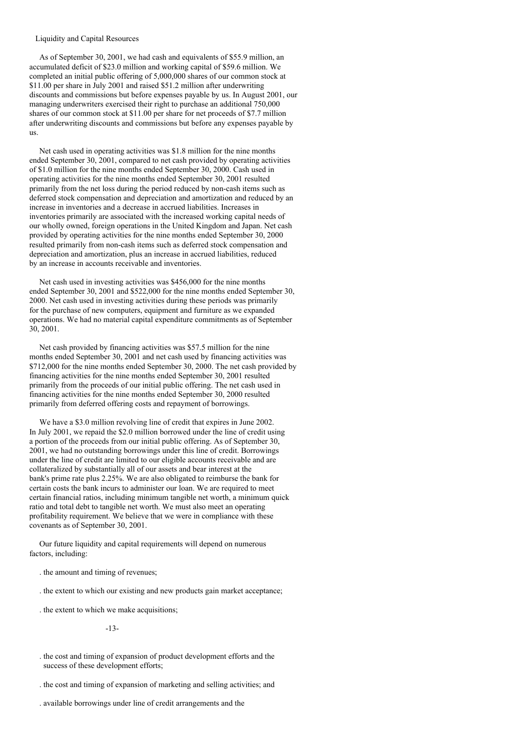## Liquidity and Capital Resources

As of September 30, 2001, we had cash and equivalents of $55.9 million, an accumulated deficit of $23.0 million and working capital of $59.6 million. We completed an initial public offering of 5,000,000 shares of our common stock at $11.00 per share in July 2001 and raised $51.2 million after underwriting discounts and commissions but before expenses payable by us. In August 2001, our managing underwriters exercised their right to purchase an additional 750,000 shares of our common stock at $11.00 per share for net proceeds of $7.7 million after underwriting discounts and commissions but before any expenses payable by us.

Net cash used in operating activities was $1.8 million for the nine months ended September 30, 2001, compared to net cash provided by operating activities of $1.0 million for the nine months ended September 30, 2000. Cash used in operating activities for the nine months ended September 30, 2001 resulted primarily from the net loss during the period reduced by non-cash items such as deferred stock compensation and depreciation and amortization and reduced by an increase in inventories and a decrease in accrued liabilities. Increases in inventories primarily are associated with the increased working capital needs of our wholly owned, foreign operations in the United Kingdom and Japan. Net cash provided by operating activities for the nine months ended September 30, 2000 resulted primarily from non-cash items such as deferred stock compensation and depreciation and amortization, plus an increase in accrued liabilities, reduced by an increase in accounts receivable and inventories.

Net cash used in investing activities was $456,000 for the nine months ended September 30, 2001 and $522,000 for the nine months ended September 30, 2000. Net cash used in investing activities during these periods was primarily for the purchase of new computers, equipment and furniture as we expanded operations. We had no material capital expenditure commitments as of September 30, 2001.

Net cash provided by financing activities was $57.5 million for the nine months ended September 30, 2001 and net cash used by financing activities was $712,000 for the nine months ended September 30, 2000. The net cash provided by financing activities for the nine months ended September 30, 2001 resulted primarily from the proceeds of our initial public offering. The net cash used in financing activities for the nine months ended September 30, 2000 resulted primarily from deferred offering costs and repayment of borrowings.

We have a $3.0 million revolving line of credit that expires in June 2002. In July 2001, we repaid the $2.0 million borrowed under the line of credit using a portion of the proceeds from our initial public offering. As of September 30, 2001, we had no outstanding borrowings under this line of credit. Borrowings under the line of credit are limited to our eligible accounts receivable and are collateralized by substantially all of our assets and bear interest at the bank's prime rate plus 2.25%. We are also obligated to reimburse the bank for certain costs the bank incurs to administer our loan. We are required to meet certain financial ratios, including minimum tangible net worth, a minimum quick ratio and total debt to tangible net worth. We must also meet an operating profitability requirement. We believe that we were in compliance with these covenants as of September 30, 2001.

Our future liquidity and capital requirements will depend on numerous factors, including:

- the amount and timing of revenues;
- the extent to which our existing and new products gain market acceptance;
- the extent to which we make acquisitions;
- the cost and timing of expansion of product development efforts and the success of these development efforts;
- the cost and timing of expansion of marketing and selling activities; and
- available borrowings under line of credit arrangements and the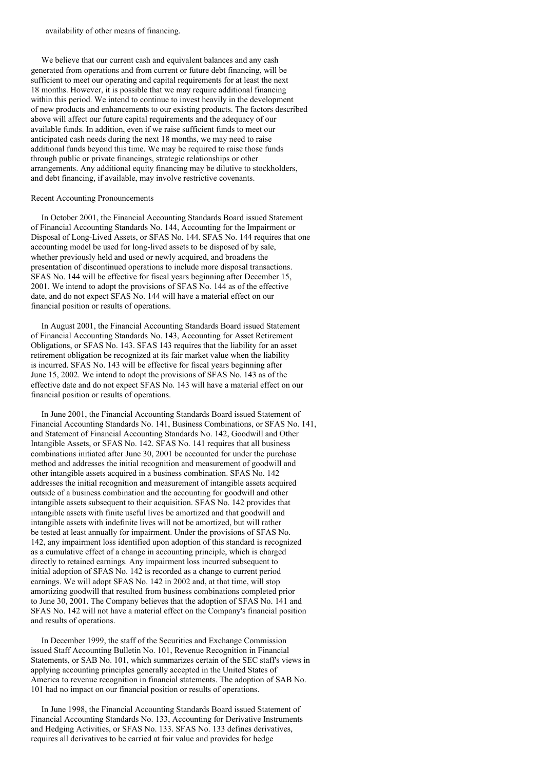availability of other means of financing.

We believe that our current cash and equivalent balances and any cash generated from operations and from current or future debt financing, will be sufficient to meet our operating and capital requirements for at least the next 18 months. However, it is possible that we may require additional financing within this period. We intend to continue to invest heavily in the development of new products and enhancements to our existing products. The factors described above will affect our future capital requirements and the adequacy of our available funds. In addition, even if we raise sufficient funds to meet our anticipated cash needs during the next 18 months, we may need to raise additional funds beyond this time. We may be required to raise those funds through public or private financings, strategic relationships or other arrangements. Any additional equity financing may be dilutive to stockholders, and debt financing, if available, may involve restrictive covenants.

Recent Accounting Pronouncements

In October 2001, the Financial Accounting Standards Board issued Statement of Financial Accounting Standards No. 144, Accounting for the Impairment or Disposal of Long-Lived Assets, or SFAS No. 144. SFAS No. 144 requires that one accounting model be used for long-lived assets to be disposed of by sale, whether previously held and used or newly acquired, and broadens the presentation of discontinued operations to include more disposal transactions. SFAS No. 144 will be effective for fiscal years beginning after December 15, 2001. We intend to adopt the provisions of SFAS No. 144 as of the effective date, and do not expect SFAS No. 144 will have a material effect on our financial position or results of operations.

In August 2001, the Financial Accounting Standards Board issued Statement of Financial Accounting Standards No. 143, Accounting for Asset Retirement Obligations, or SFAS No. 143. SFAS 143 requires that the liability for an asset retirement obligation be recognized at its fair market value when the liability is incurred. SFAS No. 143 will be effective for fiscal years beginning after June 15, 2002. We intend to adopt the provisions of SFAS No. 143 as of the effective date and do not expect SFAS No. 143 will have a material effect on our financial position or results of operations.

In June 2001, the Financial Accounting Standards Board issued Statement of Financial Accounting Standards No. 141, Business Combinations, or SFAS No. 141, and Statement of Financial Accounting Standards No. 142, Goodwill and Other Intangible Assets, or SFAS No. 142. SFAS No. 141 requires that all business combinations initiated after June 30, 2001 be accounted for under the purchase method and addresses the initial recognition and measurement of goodwill and other intangible assets acquired in a business combination. SFAS No. 142 addresses the initial recognition and measurement of intangible assets acquired outside of a business combination and the accounting for goodwill and other intangible assets subsequent to their acquisition. SFAS No. 142 provides that intangible assets with finite useful lives be amortized and that goodwill and intangible assets with indefinite lives will not be amortized, but will rather be tested at least annually for impairment. Under the provisions of SFAS No. 142, any impairment loss identified upon adoption of this standard is recognized as a cumulative effect of a change in accounting principle, which is charged directly to retained earnings. Any impairment loss incurred subsequent to initial adoption of SFAS No. 142 is recorded as a change to current period earnings. We will adopt SFAS No. 142 in 2002 and, at that time, will stop amortizing goodwill that resulted from business combinations completed prior to June 30, 2001. The Company believes that the adoption of SFAS No. 141 and SFAS No. 142 will not have a material effect on the Company's financial position and results of operations.

In December 1999, the staff of the Securities and Exchange Commission issued Staff Accounting Bulletin No. 101, Revenue Recognition in Financial Statements, or SAB No. 101, which summarizes certain of the SEC staff's views in applying accounting principles generally accepted in the United States of America to revenue recognition in financial statements. The adoption of SAB No. 101 had no impact on our financial position or results of operations.

In June 1998, the Financial Accounting Standards Board issued Statement of Financial Accounting Standards No. 133, Accounting for Derivative Instruments and Hedging Activities, or SFAS No. 133. SFAS No. 133 defines derivatives, requires all derivatives to be carried at fair value and provides for hedge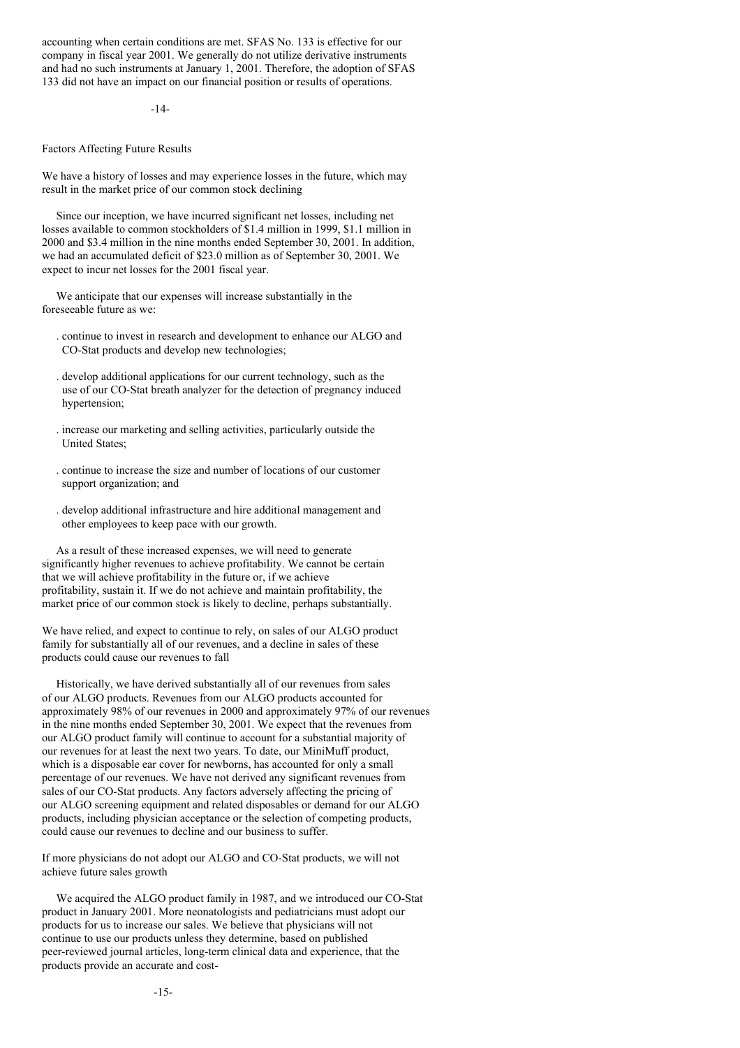accounting when certain conditions are met. SFAS No. 133 is effective for our company in fiscal year 2001. We generally do not utilize derivative instruments and had no such instruments at January 1, 2001. Therefore, the adoption of SFAS 133 did not have an impact on our financial position or results of operations.

## Factors Affecting Future Results

### We have a history of losses and may experience losses in the future, which may result in the market price of our common stock declining

Since our inception, we have incurred significant net losses, including net losses available to common stockholders of $1.4 million in 1999, $1.1 million in 2000 and $3.4 million in the nine months ended September 30, 2001. In addition, we had an accumulated deficit of $23.0 million as of September 30, 2001. We expect to incur net losses for the 2001 fiscal year.

We anticipate that our expenses will increase substantially in the foreseeable future as we:

- continue to invest in research and development to enhance our ALGO and CO-Stat products and develop new technologies;
- develop additional applications for our current technology, such as the use of our CO-Stat breath analyzer for the detection of pregnancy induced hypertension;
- increase our marketing and selling activities, particularly outside the United States;
- continue to increase the size and number of locations of our customer support organization; and
- develop additional infrastructure and hire additional management and other employees to keep pace with our growth.

As a result of these increased expenses, we will need to generate significantly higher revenues to achieve profitability. We cannot be certain that we will achieve profitability in the future or, if we achieve profitability, sustain it. If we do not achieve and maintain profitability, the market price of our common stock is likely to decline, perhaps substantially.

### We have relied, and expect to continue to rely, on sales of our ALGO product family for substantially all of our revenues, and a decline in sales of these products could cause our revenues to fall

Historically, we have derived substantially all of our revenues from sales of our ALGO products. Revenues from our ALGO products accounted for approximately 98% of our revenues in 2000 and approximately 97% of our revenues in the nine months ended September 30, 2001. We expect that the revenues from our ALGO product family will continue to account for a substantial majority of our revenues for at least the next two years. To date, our MiniMuff product, which is a disposable ear cover for newborns, has accounted for only a small percentage of our revenues. We have not derived any significant revenues from sales of our CO-Stat products. Any factors adversely affecting the pricing of our ALGO screening equipment and related disposables or demand for our ALGO products, including physician acceptance or the selection of competing products, could cause our revenues to decline and our business to suffer.

### If more physicians do not adopt our ALGO and CO-Stat products, we will not achieve future sales growth

We acquired the ALGO product family in 1987, and we introduced our CO-Stat product in January 2001. More neonatologists and pediatricians must adopt our products for us to increase our sales. We believe that physicians will not continue to use our products unless they determine, based on published peer-reviewed journal articles, long-term clinical data and experience, that the products provide an accurate and cost-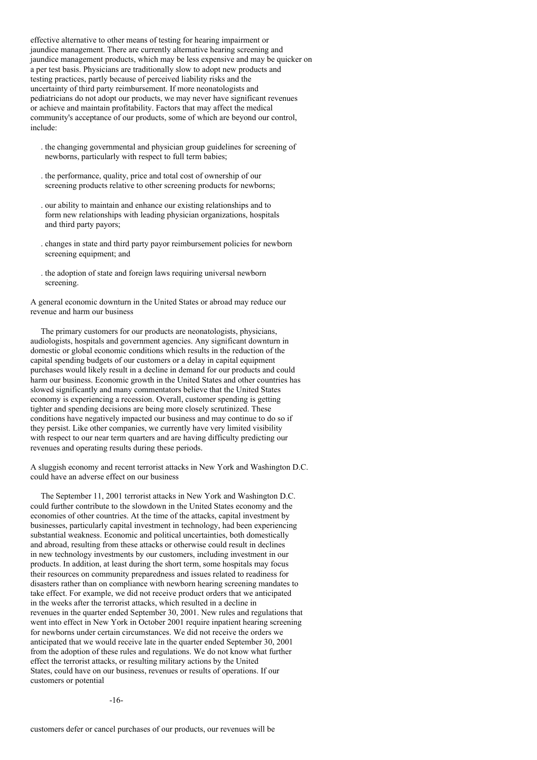effective alternative to other means of testing for hearing impairment or jaundice management. There are currently alternative hearing screening and jaundice management products, which may be less expensive and may be quicker on a per test basis. Physicians are traditionally slow to adopt new products and testing practices, partly because of perceived liability risks and the uncertainty of third party reimbursement. If more neonatologists and pediatricians do not adopt our products, we may never have significant revenues or achieve and maintain profitability. Factors that may affect the medical community's acceptance of our products, some of which are beyond our control, include:

- the changing governmental and physician group guidelines for screening of newborns, particularly with respect to full term babies;
- the performance, quality, price and total cost of ownership of our screening products relative to other screening products for newborns;
- our ability to maintain and enhance our existing relationships and to form new relationships with leading physician organizations, hospitals and third party payors;
- changes in state and third party payor reimbursement policies for newborn screening equipment; and
- the adoption of state and foreign laws requiring universal newborn screening.

A general economic downturn in the United States or abroad may reduce our revenue and harm our business

The primary customers for our products are neonatologists, physicians, audiologists, hospitals and government agencies. Any significant downturn in domestic or global economic conditions which results in the reduction of the capital spending budgets of our customers or a delay in capital equipment purchases would likely result in a decline in demand for our products and could harm our business. Economic growth in the United States and other countries has slowed significantly and many commentators believe that the United States economy is experiencing a recession. Overall, customer spending is getting tighter and spending decisions are being more closely scrutinized. These conditions have negatively impacted our business and may continue to do so if they persist. Like other companies, we currently have very limited visibility with respect to our near term quarters and are having difficulty predicting our revenues and operating results during these periods.

A sluggish economy and recent terrorist attacks in New York and Washington D.C. could have an adverse effect on our business

The September 11, 2001 terrorist attacks in New York and Washington D.C. could further contribute to the slowdown in the United States economy and the economies of other countries. At the time of the attacks, capital investment by businesses, particularly capital investment in technology, had been experiencing substantial weakness. Economic and political uncertainties, both domestically and abroad, resulting from these attacks or otherwise could result in declines in new technology investments by our customers, including investment in our products. In addition, at least during the short term, some hospitals may focus their resources on community preparedness and issues related to readiness for disasters rather than on compliance with newborn hearing screening mandates to take effect. For example, we did not receive product orders that we anticipated in the weeks after the terrorist attacks, which resulted in a decline in revenues in the quarter ended September 30, 2001. New rules and regulations that went into effect in New York in October 2001 require inpatient hearing screening for newborns under certain circumstances. We did not receive the orders we anticipated that we would receive late in the quarter ended September 30, 2001 from the adoption of these rules and regulations. We do not know what further effect the terrorist attacks, or resulting military actions by the United States, could have on our business, revenues or results of operations. If our customers or potential

customers defer or cancel purchases of our products, our revenues will be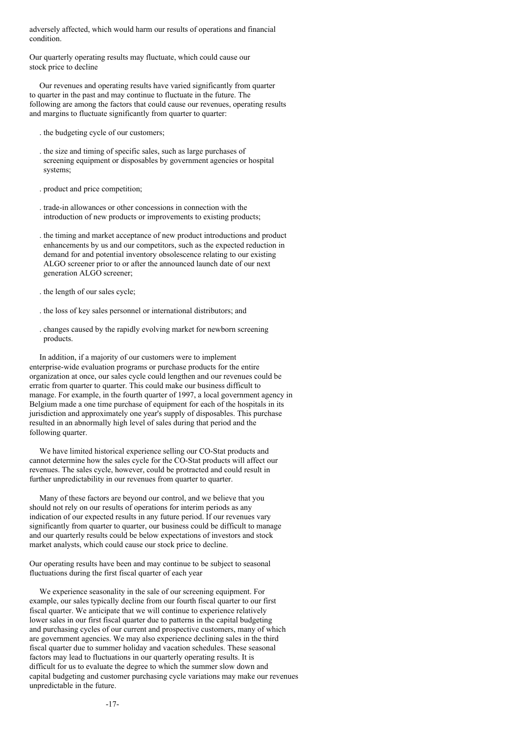adversely affected, which would harm our results of operations and financial condition.

Our quarterly operating results may fluctuate, which could cause our stock price to decline

Our revenues and operating results have varied significantly from quarter to quarter in the past and may continue to fluctuate in the future. The following are among the factors that could cause our revenues, operating results and margins to fluctuate significantly from quarter to quarter:

- the budgeting cycle of our customers;
- the size and timing of specific sales, such as large purchases of screening equipment or disposables by government agencies or hospital systems;
- product and price competition;
- trade-in allowances or other concessions in connection with the introduction of new products or improvements to existing products;
- the timing and market acceptance of new product introductions and product enhancements by us and our competitors, such as the expected reduction in demand for and potential inventory obsolescence relating to our existing ALGO screener prior to or after the announced launch date of our next generation ALGO screener;
- the length of our sales cycle;
- the loss of key sales personnel or international distributors; and
- changes caused by the rapidly evolving market for newborn screening products.

In addition, if a majority of our customers were to implement enterprise-wide evaluation programs or purchase products for the entire organization at once, our sales cycle could lengthen and our revenues could be erratic from quarter to quarter. This could make our business difficult to manage. For example, in the fourth quarter of 1997, a local government agency in Belgium made a one time purchase of equipment for each of the hospitals in its jurisdiction and approximately one year's supply of disposables. This purchase resulted in an abnormally high level of sales during that period and the following quarter.

We have limited historical experience selling our CO-Stat products and cannot determine how the sales cycle for the CO-Stat products will affect our revenues. The sales cycle, however, could be protracted and could result in further unpredictability in our revenues from quarter to quarter.

Many of these factors are beyond our control, and we believe that you should not rely on our results of operations for interim periods as any indication of our expected results in any future period. If our revenues vary significantly from quarter to quarter, our business could be difficult to manage and our quarterly results could be below expectations of investors and stock market analysts, which could cause our stock price to decline.

Our operating results have been and may continue to be subject to seasonal fluctuations during the first fiscal quarter of each year

We experience seasonality in the sale of our screening equipment. For example, our sales typically decline from our fourth fiscal quarter to our first fiscal quarter. We anticipate that we will continue to experience relatively lower sales in our first fiscal quarter due to patterns in the capital budgeting and purchasing cycles of our current and prospective customers, many of which are government agencies. We may also experience declining sales in the third fiscal quarter due to summer holiday and vacation schedules. These seasonal factors may lead to fluctuations in our quarterly operating results. It is difficult for us to evaluate the degree to which the summer slow down and capital budgeting and customer purchasing cycle variations may make our revenues unpredictable in the future.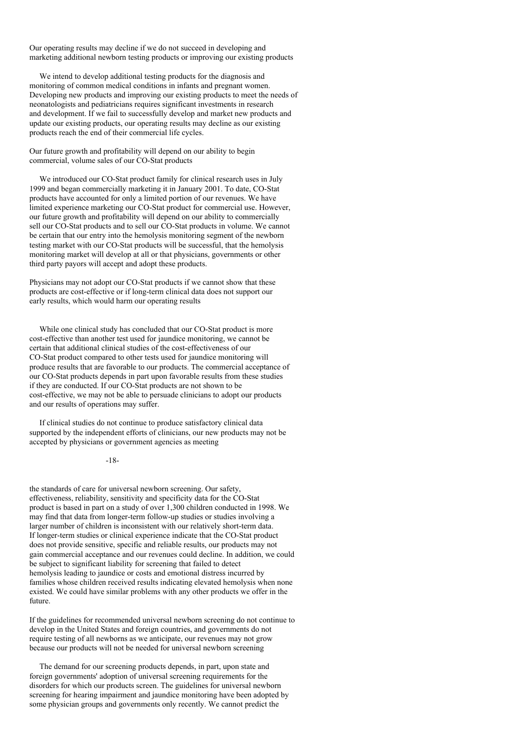Our operating results may decline if we do not succeed in developing and marketing additional newborn testing products or improving our existing products

We intend to develop additional testing products for the diagnosis and monitoring of common medical conditions in infants and pregnant women. Developing new products and improving our existing products to meet the needs of neonatologists and pediatricians requires significant investments in research and development. If we fail to successfully develop and market new products and update our existing products, our operating results may decline as our existing products reach the end of their commercial life cycles.

Our future growth and profitability will depend on our ability to begin commercial, volume sales of our CO-Stat products

We introduced our CO-Stat product family for clinical research uses in July 1999 and began commercially marketing it in January 2001. To date, CO-Stat products have accounted for only a limited portion of our revenues. We have limited experience marketing our CO-Stat product for commercial use. However, our future growth and profitability will depend on our ability to commercially sell our CO-Stat products and to sell our CO-Stat products in volume. We cannot be certain that our entry into the hemolysis monitoring segment of the newborn testing market with our CO-Stat products will be successful, that the hemolysis monitoring market will develop at all or that physicians, governments or other third party payors will accept and adopt these products.

Physicians may not adopt our CO-Stat products if we cannot show that these products are cost-effective or if long-term clinical data does not support our early results, which would harm our operating results

While one clinical study has concluded that our CO-Stat product is more cost-effective than another test used for jaundice monitoring, we cannot be certain that additional clinical studies of the cost-effectiveness of our CO-Stat product compared to other tests used for jaundice monitoring will produce results that are favorable to our products. The commercial acceptance of our CO-Stat products depends in part upon favorable results from these studies if they are conducted. If our CO-Stat products are not shown to be cost-effective, we may not be able to persuade clinicians to adopt our products and our results of operations may suffer.

If clinical studies do not continue to produce satisfactory clinical data supported by the independent efforts of clinicians, our new products may not be accepted by physicians or government agencies as meeting the standards of care for universal newborn screening. Our safety, effectiveness, reliability, sensitivity and specificity data for the CO-Stat product is based in part on a study of over 1,300 children conducted in 1998. We may find that data from longer-term follow-up studies or studies involving a larger number of children is inconsistent with our relatively short-term data. If longer-term studies or clinical experience indicate that the CO-Stat product does not provide sensitive, specific and reliable results, our products may not gain commercial acceptance and our revenues could decline. In addition, we could be subject to significant liability for screening that failed to detect hemolysis leading to jaundice or costs and emotional distress incurred by families whose children received results indicating elevated hemolysis when none existed. We could have similar problems with any other products we offer in the future.

If the guidelines for recommended universal newborn screening do not continue to develop in the United States and foreign countries, and governments do not require testing of all newborns as we anticipate, our revenues may not grow because our products will not be needed for universal newborn screening

The demand for our screening products depends, in part, upon state and foreign governments' adoption of universal screening requirements for the disorders for which our products screen. The guidelines for universal newborn screening for hearing impairment and jaundice monitoring have been adopted by some physician groups and governments only recently. We cannot predict the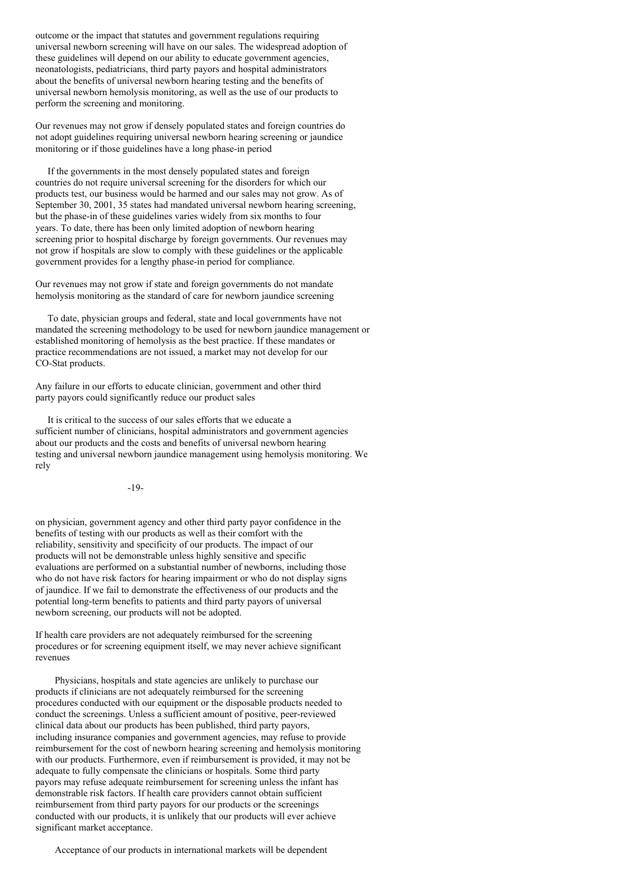outcome or the impact that statutes and government regulations requiring universal newborn screening will have on our sales. The widespread adoption of these guidelines will depend on our ability to educate government agencies, neonatologists, pediatricians, third party payors and hospital administrators about the benefits of universal newborn hearing testing and the benefits of universal newborn hemolysis monitoring, as well as the use of our products to perform the screening and monitoring.

### Our revenues may not grow if densely populated states and foreign countries do not adopt guidelines requiring universal newborn hearing screening or jaundice monitoring or if those guidelines have a long phase-in period

If the governments in the most densely populated states and foreign countries do not require universal screening for the disorders for which our products test, our business would be harmed and our sales may not grow. As of September 30, 2001, 35 states had mandated universal newborn hearing screening, but the phase-in of these guidelines varies widely from six months to four years. To date, there has been only limited adoption of newborn hearing screening prior to hospital discharge by foreign governments. Our revenues may not grow if hospitals are slow to comply with these guidelines or the applicable government provides for a lengthy phase-in period for compliance.

### Our revenues may not grow if state and foreign governments do not mandate hemolysis monitoring as the standard of care for newborn jaundice screening

To date, physician groups and federal, state and local governments have not mandated the screening methodology to be used for newborn jaundice management or established monitoring of hemolysis as the best practice. If these mandates or practice recommendations are not issued, a market may not develop for our CO-Stat products.

### Any failure in our efforts to educate clinician, government and other third party payors could significantly reduce our product sales

It is critical to the success of our sales efforts that we educate a sufficient number of clinicians, hospital administrators and government agencies about our products and the costs and benefits of universal newborn hearing testing and universal newborn jaundice management using hemolysis monitoring. We rely on physician, government agency and other third party payor confidence in the benefits of testing with our products as well as their comfort with the reliability, sensitivity and specificity of our products. The impact of our products will not be demonstrable unless highly sensitive and specific evaluations are performed on a substantial number of newborns, including those who do not have risk factors for hearing impairment or who do not display signs of jaundice. If we fail to demonstrate the effectiveness of our products and the potential long-term benefits to patients and third party payors of universal newborn screening, our products will not be adopted.

### If health care providers are not adequately reimbursed for the screening procedures or for screening equipment itself, we may never achieve significant revenues

Physicians, hospitals and state agencies are unlikely to purchase our products if clinicians are not adequately reimbursed for the screening procedures conducted with our equipment or the disposable products needed to conduct the screenings. Unless a sufficient amount of positive, peer-reviewed clinical data about our products has been published, third party payors, including insurance companies and government agencies, may refuse to provide reimbursement for the cost of newborn hearing screening and hemolysis monitoring with our products. Furthermore, even if reimbursement is provided, it may not be adequate to fully compensate the clinicians or hospitals. Some third party payors may refuse adequate reimbursement for screening unless the infant has demonstrable risk factors. If health care providers cannot obtain sufficient reimbursement from third party payors for our products or the screenings conducted with our products, it is unlikely that our products will ever achieve significant market acceptance.

Acceptance of our products in international markets will be dependent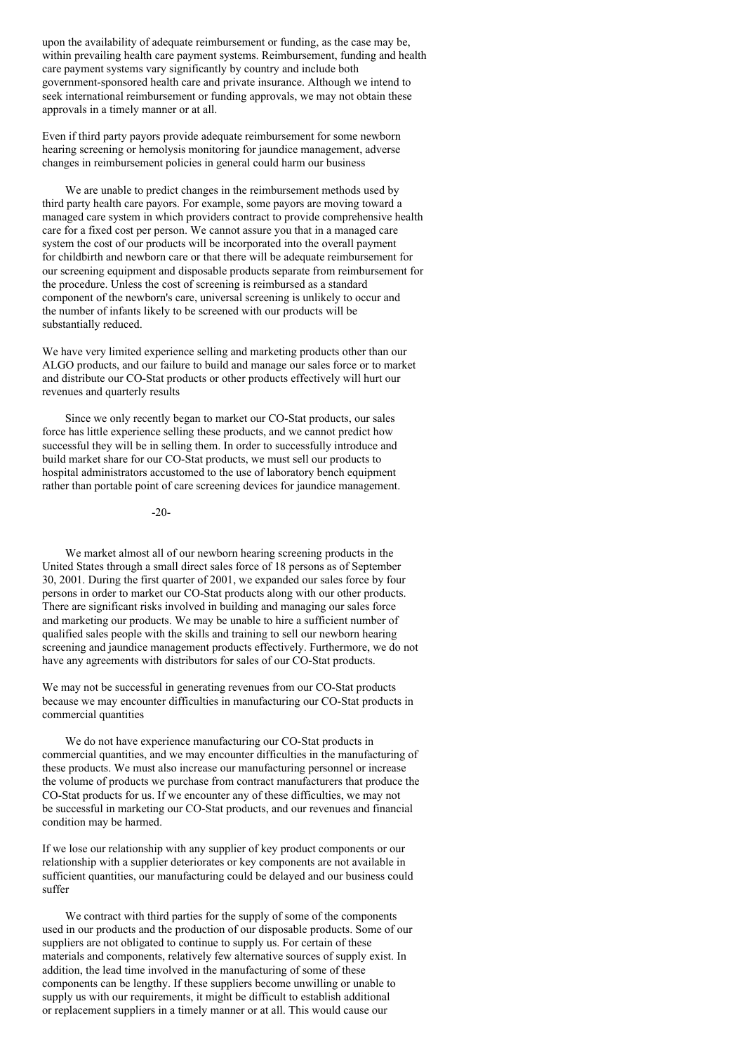upon the availability of adequate reimbursement or funding, as the case may be, within prevailing health care payment systems. Reimbursement, funding and health care payment systems vary significantly by country and include both government-sponsored health care and private insurance. Although we intend to seek international reimbursement or funding approvals, we may not obtain these approvals in a timely manner or at all.

Even if third party payors provide adequate reimbursement for some newborn hearing screening or hemolysis monitoring for jaundice management, adverse changes in reimbursement policies in general could harm our business

We are unable to predict changes in the reimbursement methods used by third party health care payors. For example, some payors are moving toward a managed care system in which providers contract to provide comprehensive health care for a fixed cost per person. We cannot assure you that in a managed care system the cost of our products will be incorporated into the overall payment for childbirth and newborn care or that there will be adequate reimbursement for our screening equipment and disposable products separate from reimbursement for the procedure. Unless the cost of screening is reimbursed as a standard component of the newborn's care, universal screening is unlikely to occur and the number of infants likely to be screened with our products will be substantially reduced.

We have very limited experience selling and marketing products other than our ALGO products, and our failure to build and manage our sales force or to market and distribute our CO-Stat products or other products effectively will hurt our revenues and quarterly results

Since we only recently began to market our CO-Stat products, our sales force has little experience selling these products, and we cannot predict how successful they will be in selling them. In order to successfully introduce and build market share for our CO-Stat products, we must sell our products to hospital administrators accustomed to the use of laboratory bench equipment rather than portable point of care screening devices for jaundice management.

We market almost all of our newborn hearing screening products in the United States through a small direct sales force of 18 persons as of September 30, 2001. During the first quarter of 2001, we expanded our sales force by four persons in order to market our CO-Stat products along with our other products. There are significant risks involved in building and managing our sales force and marketing our products. We may be unable to hire a sufficient number of qualified sales people with the skills and training to sell our newborn hearing screening and jaundice management products effectively. Furthermore, we do not have any agreements with distributors for sales of our CO-Stat products.

We may not be successful in generating revenues from our CO-Stat products because we may encounter difficulties in manufacturing our CO-Stat products in commercial quantities

We do not have experience manufacturing our CO-Stat products in commercial quantities, and we may encounter difficulties in the manufacturing of these products. We must also increase our manufacturing personnel or increase the volume of products we purchase from contract manufacturers that produce the CO-Stat products for us. If we encounter any of these difficulties, we may not be successful in marketing our CO-Stat products, and our revenues and financial condition may be harmed.

If we lose our relationship with any supplier of key product components or our relationship with a supplier deteriorates or key components are not available in sufficient quantities, our manufacturing could be delayed and our business could suffer

We contract with third parties for the supply of some of the components used in our products and the production of our disposable products. Some of our suppliers are not obligated to continue to supply us. For certain of these materials and components, relatively few alternative sources of supply exist. In addition, the lead time involved in the manufacturing of some of these components can be lengthy. If these suppliers become unwilling or unable to supply us with our requirements, it might be difficult to establish additional or replacement suppliers in a timely manner or at all. This would cause our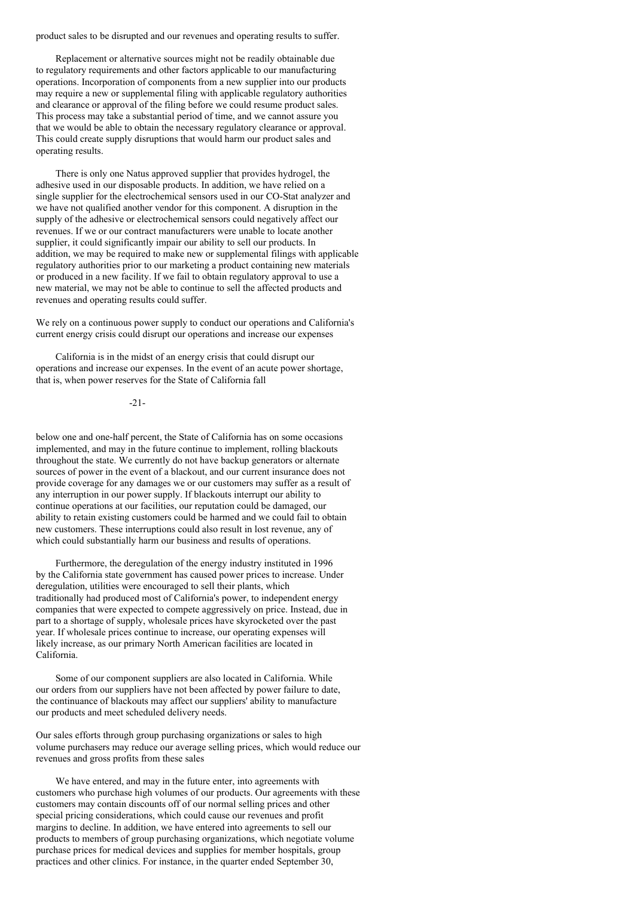product sales to be disrupted and our revenues and operating results to suffer.

Replacement or alternative sources might not be readily obtainable due to regulatory requirements and other factors applicable to our manufacturing operations. Incorporation of components from a new supplier into our products may require a new or supplemental filing with applicable regulatory authorities and clearance or approval of the filing before we could resume product sales. This process may take a substantial period of time, and we cannot assure you that we would be able to obtain the necessary regulatory clearance or approval. This could create supply disruptions that would harm our product sales and operating results.

There is only one Natus approved supplier that provides hydrogel, the adhesive used in our disposable products. In addition, we have relied on a single supplier for the electrochemical sensors used in our CO-Stat analyzer and we have not qualified another vendor for this component. A disruption in the supply of the adhesive or electrochemical sensors could negatively affect our revenues. If we or our contract manufacturers were unable to locate another supplier, it could significantly impair our ability to sell our products. In addition, we may be required to make new or supplemental filings with applicable regulatory authorities prior to our marketing a product containing new materials or produced in a new facility. If we fail to obtain regulatory approval to use a new material, we may not be able to continue to sell the affected products and revenues and operating results could suffer.

We rely on a continuous power supply to conduct our operations and California's current energy crisis could disrupt our operations and increase our expenses

California is in the midst of an energy crisis that could disrupt our operations and increase our expenses. In the event of an acute power shortage, that is, when power reserves for the State of California fall below one and one-half percent, the State of California has on some occasions implemented, and may in the future continue to implement, rolling blackouts throughout the state. We currently do not have backup generators or alternate sources of power in the event of a blackout, and our current insurance does not provide coverage for any damages we or our customers may suffer as a result of any interruption in our power supply. If blackouts interrupt our ability to continue operations at our facilities, our reputation could be damaged, our ability to retain existing customers could be harmed and we could fail to obtain new customers. These interruptions could also result in lost revenue, any of which could substantially harm our business and results of operations.

Furthermore, the deregulation of the energy industry instituted in 1996 by the California state government has caused power prices to increase. Under deregulation, utilities were encouraged to sell their plants, which traditionally had produced most of California's power, to independent energy companies that were expected to compete aggressively on price. Instead, due in part to a shortage of supply, wholesale prices have skyrocketed over the past year. If wholesale prices continue to increase, our operating expenses will likely increase, as our primary North American facilities are located in California.

Some of our component suppliers are also located in California. While our orders from our suppliers have not been affected by power failure to date, the continuance of blackouts may affect our suppliers' ability to manufacture our products and meet scheduled delivery needs.

Our sales efforts through group purchasing organizations or sales to high volume purchasers may reduce our average selling prices, which would reduce our revenues and gross profits from these sales

We have entered, and may in the future enter, into agreements with customers who purchase high volumes of our products. Our agreements with these customers may contain discounts off of our normal selling prices and other special pricing considerations, which could cause our revenues and profit margins to decline. In addition, we have entered into agreements to sell our products to members of group purchasing organizations, which negotiate volume purchase prices for medical devices and supplies for member hospitals, group practices and other clinics. For instance, in the quarter ended September 30,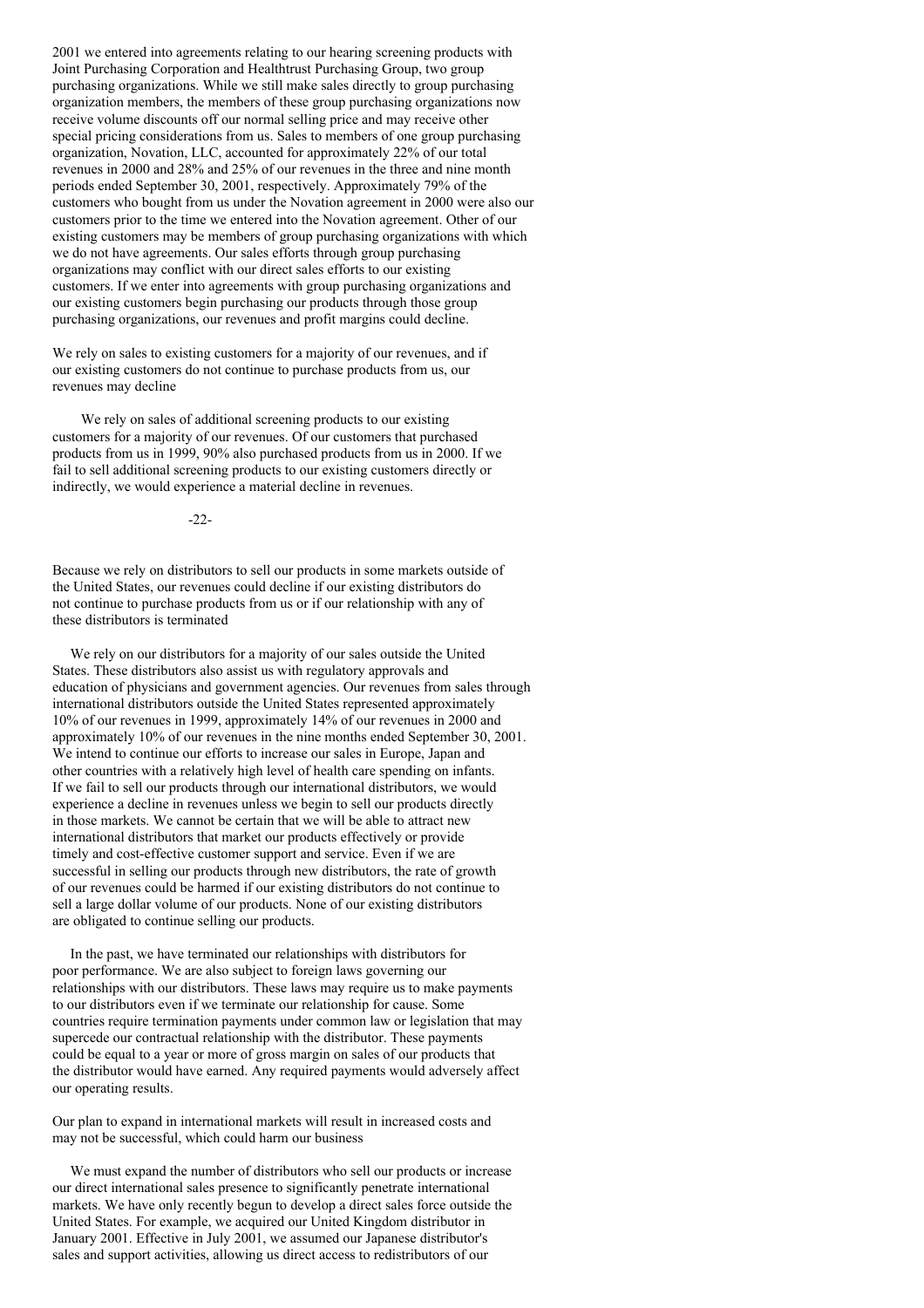2001 we entered into agreements relating to our hearing screening products with Joint Purchasing Corporation and Healthtrust Purchasing Group, two group purchasing organizations. While we still make sales directly to group purchasing organization members, the members of these group purchasing organizations now receive volume discounts off our normal selling price and may receive other special pricing considerations from us. Sales to members of one group purchasing organization, Novation, LLC, accounted for approximately 22% of our total revenues in 2000 and 28% and 25% of our revenues in the three and nine month periods ended September 30, 2001, respectively. Approximately 79% of the customers who bought from us under the Novation agreement in 2000 were also our customers prior to the time we entered into the Novation agreement. Other of our existing customers may be members of group purchasing organizations with which we do not have agreements. Our sales efforts through group purchasing organizations may conflict with our direct sales efforts to our existing customers. If we enter into agreements with group purchasing organizations and our existing customers begin purchasing our products through those group purchasing organizations, our revenues and profit margins could decline.

We rely on sales to existing customers for a majority of our revenues, and if our existing customers do not continue to purchase products from us, our revenues may decline

We rely on sales of additional screening products to our existing customers for a majority of our revenues. Of our customers that purchased products from us in 1999, 90% also purchased products from us in 2000. If we fail to sell additional screening products to our existing customers directly or indirectly, we would experience a material decline in revenues.

Because we rely on distributors to sell our products in some markets outside of the United States, our revenues could decline if our existing distributors do not continue to purchase products from us or if our relationship with any of these distributors is terminated

We rely on our distributors for a majority of our sales outside the United States. These distributors also assist us with regulatory approvals and education of physicians and government agencies. Our revenues from sales through international distributors outside the United States represented approximately 10% of our revenues in 1999, approximately 14% of our revenues in 2000 and approximately 10% of our revenues in the nine months ended September 30, 2001. We intend to continue our efforts to increase our sales in Europe, Japan and other countries with a relatively high level of health care spending on infants. If we fail to sell our products through our international distributors, we would experience a decline in revenues unless we begin to sell our products directly in those markets. We cannot be certain that we will be able to attract new international distributors that market our products effectively or provide timely and cost-effective customer support and service. Even if we are successful in selling our products through new distributors, the rate of growth of our revenues could be harmed if our existing distributors do not continue to sell a large dollar volume of our products. None of our existing distributors are obligated to continue selling our products.

In the past, we have terminated our relationships with distributors for poor performance. We are also subject to foreign laws governing our relationships with our distributors. These laws may require us to make payments to our distributors even if we terminate our relationship for cause. Some countries require termination payments under common law or legislation that may supercede our contractual relationship with the distributor. These payments could be equal to a year or more of gross margin on sales of our products that the distributor would have earned. Any required payments would adversely affect our operating results.

Our plan to expand in international markets will result in increased costs and may not be successful, which could harm our business

We must expand the number of distributors who sell our products or increase our direct international sales presence to significantly penetrate international markets. We have only recently begun to develop a direct sales force outside the United States. For example, we acquired our United Kingdom distributor in January 2001. Effective in July 2001, we assumed our Japanese distributor's sales and support activities, allowing us direct access to redistributors of our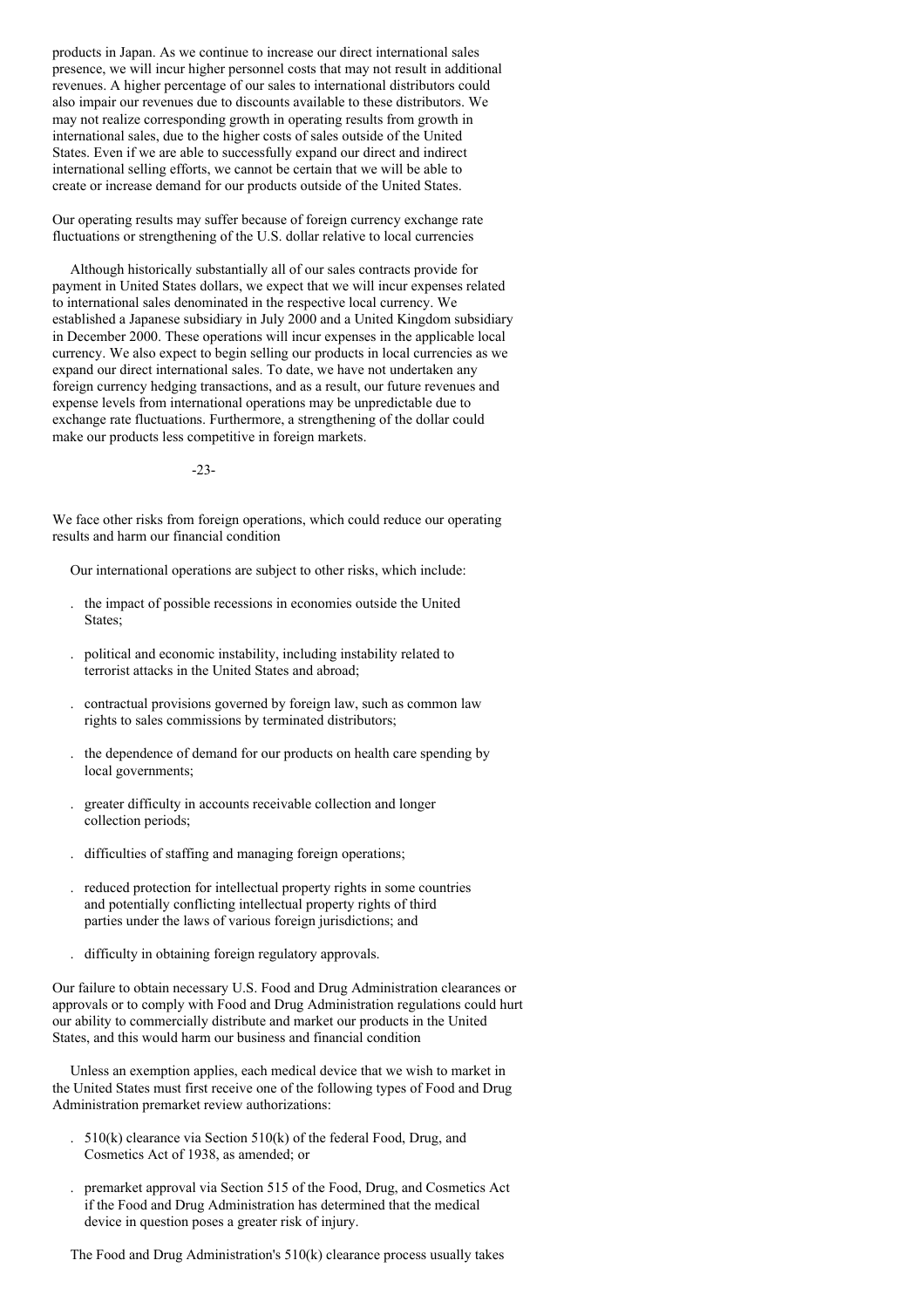products in Japan. As we continue to increase our direct international sales presence, we will incur higher personnel costs that may not result in additional revenues. A higher percentage of our sales to international distributors could also impair our revenues due to discounts available to these distributors. We may not realize corresponding growth in operating results from growth in international sales, due to the higher costs of sales outside of the United States. Even if we are able to successfully expand our direct and indirect international selling efforts, we cannot be certain that we will be able to create or increase demand for our products outside of the United States.

Our operating results may suffer because of foreign currency exchange rate fluctuations or strengthening of the U.S. dollar relative to local currencies

Although historically substantially all of our sales contracts provide for payment in United States dollars, we expect that we will incur expenses related to international sales denominated in the respective local currency. We established a Japanese subsidiary in July 2000 and a United Kingdom subsidiary in December 2000. These operations will incur expenses in the applicable local currency. We also expect to begin selling our products in local currencies as we expand our direct international sales. To date, we have not undertaken any foreign currency hedging transactions, and as a result, our future revenues and expense levels from international operations may be unpredictable due to exchange rate fluctuations. Furthermore, a strengthening of the dollar could make our products less competitive in foreign markets.

We face other risks from foreign operations, which could reduce our operating results and harm our financial condition

Our international operations are subject to other risks, which include:

- the impact of possible recessions in economies outside the United States;
- political and economic instability, including instability related to terrorist attacks in the United States and abroad;
- contractual provisions governed by foreign law, such as common law rights to sales commissions by terminated distributors;
- the dependence of demand for our products on health care spending by local governments;
- greater difficulty in accounts receivable collection and longer collection periods;
- difficulties of staffing and managing foreign operations;
- reduced protection for intellectual property rights in some countries and potentially conflicting intellectual property rights of third parties under the laws of various foreign jurisdictions; and
- difficulty in obtaining foreign regulatory approvals.

Our failure to obtain necessary U.S. Food and Drug Administration clearances or approvals or to comply with Food and Drug Administration regulations could hurt our ability to commercially distribute and market our products in the United States, and this would harm our business and financial condition

Unless an exemption applies, each medical device that we wish to market in the United States must first receive one of the following types of Food and Drug Administration premarket review authorizations:

- 510(k) clearance via Section 510(k) of the federal Food, Drug, and Cosmetics Act of 1938, as amended; or
- premarket approval via Section 515 of the Food, Drug, and Cosmetics Act if the Food and Drug Administration has determined that the medical device in question poses a greater risk of injury.

The Food and Drug Administration's 510(k) clearance process usually takes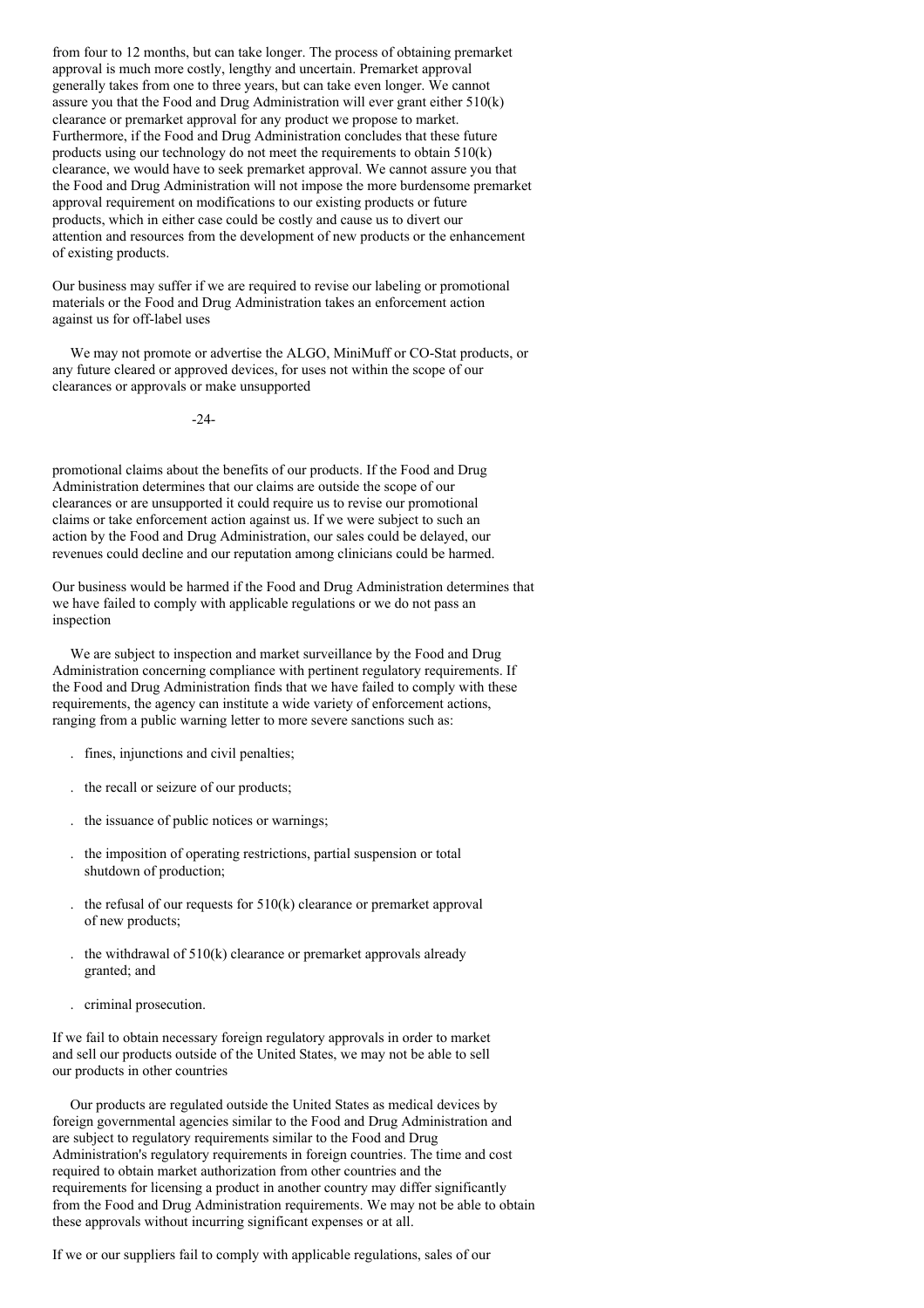from four to 12 months, but can take longer. The process of obtaining premarket approval is much more costly, lengthy and uncertain. Premarket approval generally takes from one to three years, but can take even longer. We cannot assure you that the Food and Drug Administration will ever grant either 510(k) clearance or premarket approval for any product we propose to market. Furthermore, if the Food and Drug Administration concludes that these future products using our technology do not meet the requirements to obtain 510(k) clearance, we would have to seek premarket approval. We cannot assure you that the Food and Drug Administration will not impose the more burdensome premarket approval requirement on modifications to our existing products or future products, which in either case could be costly and cause us to divert our attention and resources from the development of new products or the enhancement of existing products.

Our business may suffer if we are required to revise our labeling or promotional materials or the Food and Drug Administration takes an enforcement action against us for off-label uses

We may not promote or advertise the ALGO, MiniMuff or CO-Stat products, or any future cleared or approved devices, for uses not within the scope of our clearances or approvals or make unsupported promotional claims about the benefits of our products. If the Food and Drug Administration determines that our claims are outside the scope of our clearances or are unsupported it could require us to revise our promotional claims or take enforcement action against us. If we were subject to such an action by the Food and Drug Administration, our sales could be delayed, our revenues could decline and our reputation among clinicians could be harmed.

Our business would be harmed if the Food and Drug Administration determines that we have failed to comply with applicable regulations or we do not pass an inspection

We are subject to inspection and market surveillance by the Food and Drug Administration concerning compliance with pertinent regulatory requirements. If the Food and Drug Administration finds that we have failed to comply with these requirements, the agency can institute a wide variety of enforcement actions, ranging from a public warning letter to more severe sanctions such as:

- fines, injunctions and civil penalties;
- the recall or seizure of our products;
- the issuance of public notices or warnings;
- the imposition of operating restrictions, partial suspension or total shutdown of production;
- the refusal of our requests for 510(k) clearance or premarket approval of new products;
- the withdrawal of 510(k) clearance or premarket approvals already granted; and
- criminal prosecution.

If we fail to obtain necessary foreign regulatory approvals in order to market and sell our products outside of the United States, we may not be able to sell our products in other countries

Our products are regulated outside the United States as medical devices by foreign governmental agencies similar to the Food and Drug Administration and are subject to regulatory requirements similar to the Food and Drug Administration's regulatory requirements in foreign countries. The time and cost required to obtain market authorization from other countries and the requirements for licensing a product in another country may differ significantly from the Food and Drug Administration requirements. We may not be able to obtain these approvals without incurring significant expenses or at all.

If we or our suppliers fail to comply with applicable regulations, sales of our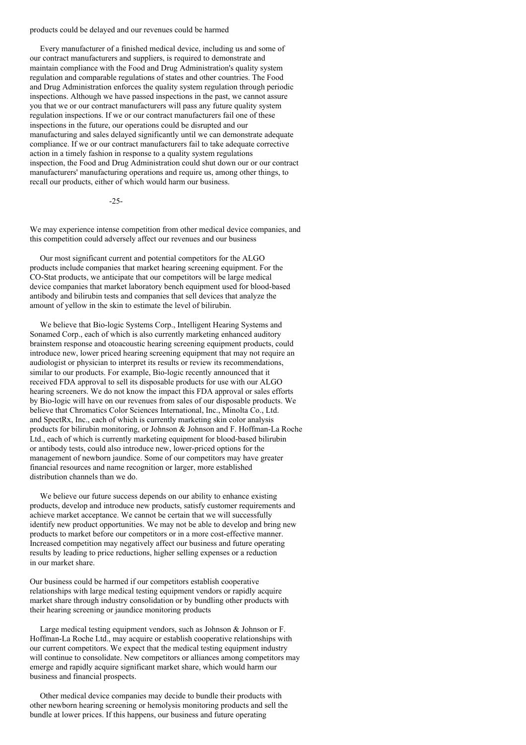products could be delayed and our revenues could be harmed

Every manufacturer of a finished medical device, including us and some of our contract manufacturers and suppliers, is required to demonstrate and maintain compliance with the Food and Drug Administration's quality system regulation and comparable regulations of states and other countries. The Food and Drug Administration enforces the quality system regulation through periodic inspections. Although we have passed inspections in the past, we cannot assure you that we or our contract manufacturers will pass any future quality system regulation inspections. If we or our contract manufacturers fail one of these inspections in the future, our operations could be disrupted and our manufacturing and sales delayed significantly until we can demonstrate adequate compliance. If we or our contract manufacturers fail to take adequate corrective action in a timely fashion in response to a quality system regulations inspection, the Food and Drug Administration could shut down our or our contract manufacturers' manufacturing operations and require us, among other things, to recall our products, either of which would harm our business.

We may experience intense competition from other medical device companies, and this competition could adversely affect our revenues and our business

Our most significant current and potential competitors for the ALGO products include companies that market hearing screening equipment. For the CO-Stat products, we anticipate that our competitors will be large medical device companies that market laboratory bench equipment used for blood-based antibody and bilirubin tests and companies that sell devices that analyze the amount of yellow in the skin to estimate the level of bilirubin.

We believe that Bio-logic Systems Corp., Intelligent Hearing Systems and Sonamed Corp., each of which is also currently marketing enhanced auditory brainstem response and otoacoustic hearing screening equipment products, could introduce new, lower priced hearing screening equipment that may not require an audiologist or physician to interpret its results or review its recommendations, similar to our products. For example, Bio-logic recently announced that it received FDA approval to sell its disposable products for use with our ALGO hearing screeners. We do not know the impact this FDA approval or sales efforts by Bio-logic will have on our revenues from sales of our disposable products. We believe that Chromatics Color Sciences International, Inc., Minolta Co., Ltd. and SpectRx, Inc., each of which is currently marketing skin color analysis products for bilirubin monitoring, or Johnson & Johnson and F. Hoffman-La Roche Ltd., each of which is currently marketing equipment for blood-based bilirubin or antibody tests, could also introduce new, lower-priced options for the management of newborn jaundice. Some of our competitors may have greater financial resources and name recognition or larger, more established distribution channels than we do.

We believe our future success depends on our ability to enhance existing products, develop and introduce new products, satisfy customer requirements and achieve market acceptance. We cannot be certain that we will successfully identify new product opportunities. We may not be able to develop and bring new products to market before our competitors or in a more cost-effective manner. Increased competition may negatively affect our business and future operating results by leading to price reductions, higher selling expenses or a reduction in our market share.

Our business could be harmed if our competitors establish cooperative relationships with large medical testing equipment vendors or rapidly acquire market share through industry consolidation or by bundling other products with their hearing screening or jaundice monitoring products

Large medical testing equipment vendors, such as Johnson & Johnson or F. Hoffman-La Roche Ltd., may acquire or establish cooperative relationships with our current competitors. We expect that the medical testing equipment industry will continue to consolidate. New competitors or alliances among competitors may emerge and rapidly acquire significant market share, which would harm our business and financial prospects.

Other medical device companies may decide to bundle their products with other newborn hearing screening or hemolysis monitoring products and sell the bundle at lower prices. If this happens, our business and future operating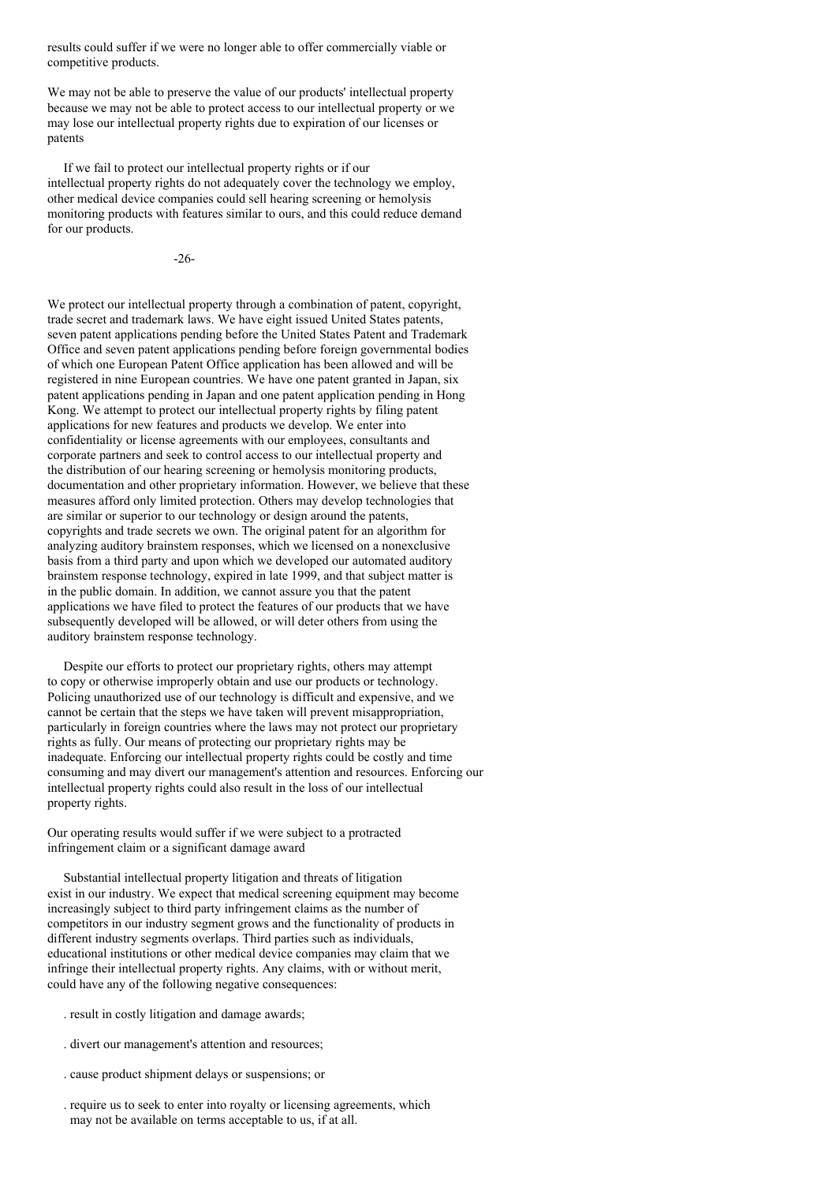results could suffer if we were no longer able to offer commercially viable or competitive products.

**We may not be able to preserve the value of our products' intellectual property because we may not be able to protect access to our intellectual property or we may lose our intellectual property rights due to expiration of our licenses or patents**

If we fail to protect our intellectual property rights or if our intellectual property rights do not adequately cover the technology we employ, other medical device companies could sell hearing screening or hemolysis monitoring products with features similar to ours, and this could reduce demand for our products.

We protect our intellectual property through a combination of patent, copyright, trade secret and trademark laws. We have eight issued United States patents, seven patent applications pending before the United States Patent and Trademark Office and seven patent applications pending before foreign governmental bodies of which one European Patent Office application has been allowed and will be registered in nine European countries. We have one patent granted in Japan, six patent applications pending in Japan and one patent application pending in Hong Kong. We attempt to protect our intellectual property rights by filing patent applications for new features and products we develop. We enter into confidentiality or license agreements with our employees, consultants and corporate partners and seek to control access to our intellectual property and the distribution of our hearing screening or hemolysis monitoring products, documentation and other proprietary information. However, we believe that these measures afford only limited protection. Others may develop technologies that are similar or superior to our technology or design around the patents, copyrights and trade secrets we own. The original patent for an algorithm for analyzing auditory brainstem responses, which we licensed on a nonexclusive basis from a third party and upon which we developed our automated auditory brainstem response technology, expired in late 1999, and that subject matter is in the public domain. In addition, we cannot assure you that the patent applications we have filed to protect the features of our products that we have subsequently developed will be allowed, or will deter others from using the auditory brainstem response technology.

Despite our efforts to protect our proprietary rights, others may attempt to copy or otherwise improperly obtain and use our products or technology. Policing unauthorized use of our technology is difficult and expensive, and we cannot be certain that the steps we have taken will prevent misappropriation, particularly in foreign countries where the laws may not protect our proprietary rights as fully. Our means of protecting our proprietary rights may be inadequate. Enforcing our intellectual property rights could be costly and time consuming and may divert our management's attention and resources. Enforcing our intellectual property rights could also result in the loss of our intellectual property rights.

**Our operating results would suffer if we were subject to a protracted infringement claim or a significant damage award**

Substantial intellectual property litigation and threats of litigation exist in our industry. We expect that medical screening equipment may become increasingly subject to third party infringement claims as the number of competitors in our industry segment grows and the functionality of products in different industry segments overlaps. Third parties such as individuals, educational institutions or other medical device companies may claim that we infringe their intellectual property rights. Any claims, with or without merit, could have any of the following negative consequences:

- result in costly litigation and damage awards;
- divert our management's attention and resources;
- cause product shipment delays or suspensions; or
- require us to seek to enter into royalty or licensing agreements, which may not be available on terms acceptable to us, if at all.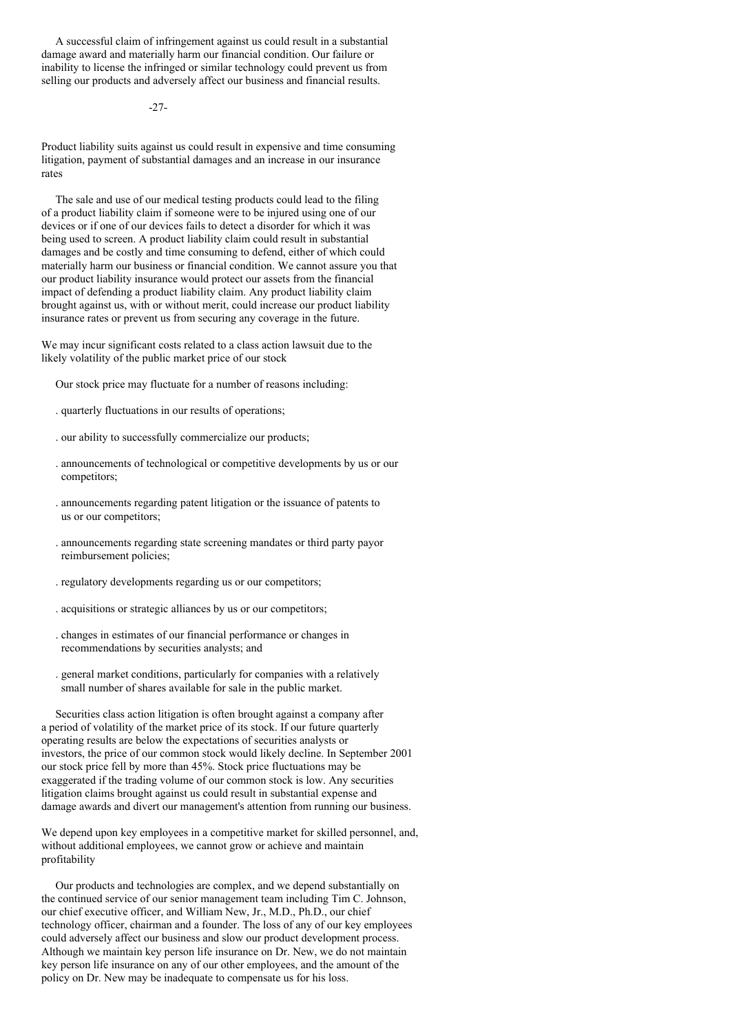A successful claim of infringement against us could result in a substantial damage award and materially harm our financial condition. Our failure or inability to license the infringed or similar technology could prevent us from selling our products and adversely affect our business and financial results.

### Product liability suits against us could result in expensive and time consuming litigation, payment of substantial damages and an increase in our insurance rates

The sale and use of our medical testing products could lead to the filing of a product liability claim if someone were to be injured using one of our devices or if one of our devices fails to detect a disorder for which it was being used to screen. A product liability claim could result in substantial damages and be costly and time consuming to defend, either of which could materially harm our business or financial condition. We cannot assure you that our product liability insurance would protect our assets from the financial impact of defending a product liability claim. Any product liability claim brought against us, with or without merit, could increase our product liability insurance rates or prevent us from securing any coverage in the future.

### We may incur significant costs related to a class action lawsuit due to the likely volatility of the public market price of our stock

Our stock price may fluctuate for a number of reasons including:

- quarterly fluctuations in our results of operations;
- our ability to successfully commercialize our products;
- announcements of technological or competitive developments by us or our competitors;
- announcements regarding patent litigation or the issuance of patents to us or our competitors;
- announcements regarding state screening mandates or third party payor reimbursement policies;
- regulatory developments regarding us or our competitors;
- acquisitions or strategic alliances by us or our competitors;
- changes in estimates of our financial performance or changes in recommendations by securities analysts; and
- general market conditions, particularly for companies with a relatively small number of shares available for sale in the public market.

Securities class action litigation is often brought against a company after a period of volatility of the market price of its stock. If our future quarterly operating results are below the expectations of securities analysts or investors, the price of our common stock would likely decline. In September 2001 our stock price fell by more than 45%. Stock price fluctuations may be exaggerated if the trading volume of our common stock is low. Any securities litigation claims brought against us could result in substantial expense and damage awards and divert our management's attention from running our business.

### We depend upon key employees in a competitive market for skilled personnel, and, without additional employees, we cannot grow or achieve and maintain profitability

Our products and technologies are complex, and we depend substantially on the continued service of our senior management team including Tim C. Johnson, our chief executive officer, and William New, Jr., M.D., Ph.D., our chief technology officer, chairman and a founder. The loss of any of our key employees could adversely affect our business and slow our product development process. Although we maintain key person life insurance on Dr. New, we do not maintain key person life insurance on any of our other employees, and the amount of the policy on Dr. New may be inadequate to compensate us for his loss.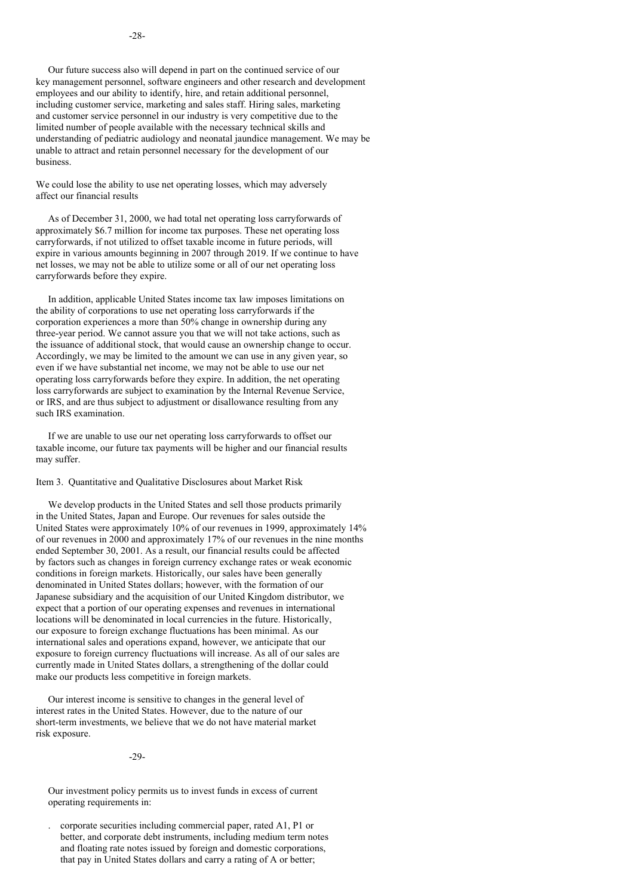Our future success also will depend in part on the continued service of our key management personnel, software engineers and other research and development employees and our ability to identify, hire, and retain additional personnel, including customer service, marketing and sales staff. Hiring sales, marketing and customer service personnel in our industry is very competitive due to the limited number of people available with the necessary technical skills and understanding of pediatric audiology and neonatal jaundice management. We may be unable to attract and retain personnel necessary for the development of our business.

We could lose the ability to use net operating losses, which may adversely affect our financial results

As of December 31, 2000, we had total net operating loss carryforwards of approximately $6.7 million for income tax purposes. These net operating loss carryforwards, if not utilized to offset taxable income in future periods, will expire in various amounts beginning in 2007 through 2019. If we continue to have net losses, we may not be able to utilize some or all of our net operating loss carryforwards before they expire.

In addition, applicable United States income tax law imposes limitations on the ability of corporations to use net operating loss carryforwards if the corporation experiences a more than 50% change in ownership during any three-year period. We cannot assure you that we will not take actions, such as the issuance of additional stock, that would cause an ownership change to occur. Accordingly, we may be limited to the amount we can use in any given year, so even if we have substantial net income, we may not be able to use our net operating loss carryforwards before they expire. In addition, the net operating loss carryforwards are subject to examination by the Internal Revenue Service, or IRS, and are thus subject to adjustment or disallowance resulting from any such IRS examination.

If we are unable to use our net operating loss carryforwards to offset our taxable income, our future tax payments will be higher and our financial results may suffer.

Item 3. Quantitative and Qualitative Disclosures about Market Risk

We develop products in the United States and sell those products primarily in the United States, Japan and Europe. Our revenues for sales outside the United States were approximately 10% of our revenues in 1999, approximately 14% of our revenues in 2000 and approximately 17% of our revenues in the nine months ended September 30, 2001. As a result, our financial results could be affected by factors such as changes in foreign currency exchange rates or weak economic conditions in foreign markets. Historically, our sales have been generally denominated in United States dollars; however, with the formation of our Japanese subsidiary and the acquisition of our United Kingdom distributor, we expect that a portion of our operating expenses and revenues in international locations will be denominated in local currencies in the future. Historically, our exposure to foreign exchange fluctuations has been minimal. As our international sales and operations expand, however, we anticipate that our exposure to foreign currency fluctuations will increase. As all of our sales are currently made in United States dollars, a strengthening of the dollar could make our products less competitive in foreign markets.

Our interest income is sensitive to changes in the general level of interest rates in the United States. However, due to the nature of our short-term investments, we believe that we do not have material market risk exposure.

Our investment policy permits us to invest funds in excess of current operating requirements in:

- corporate securities including commercial paper, rated A1, P1 or better, and corporate debt instruments, including medium term notes and floating rate notes issued by foreign and domestic corporations, that pay in United States dollars and carry a rating of A or better;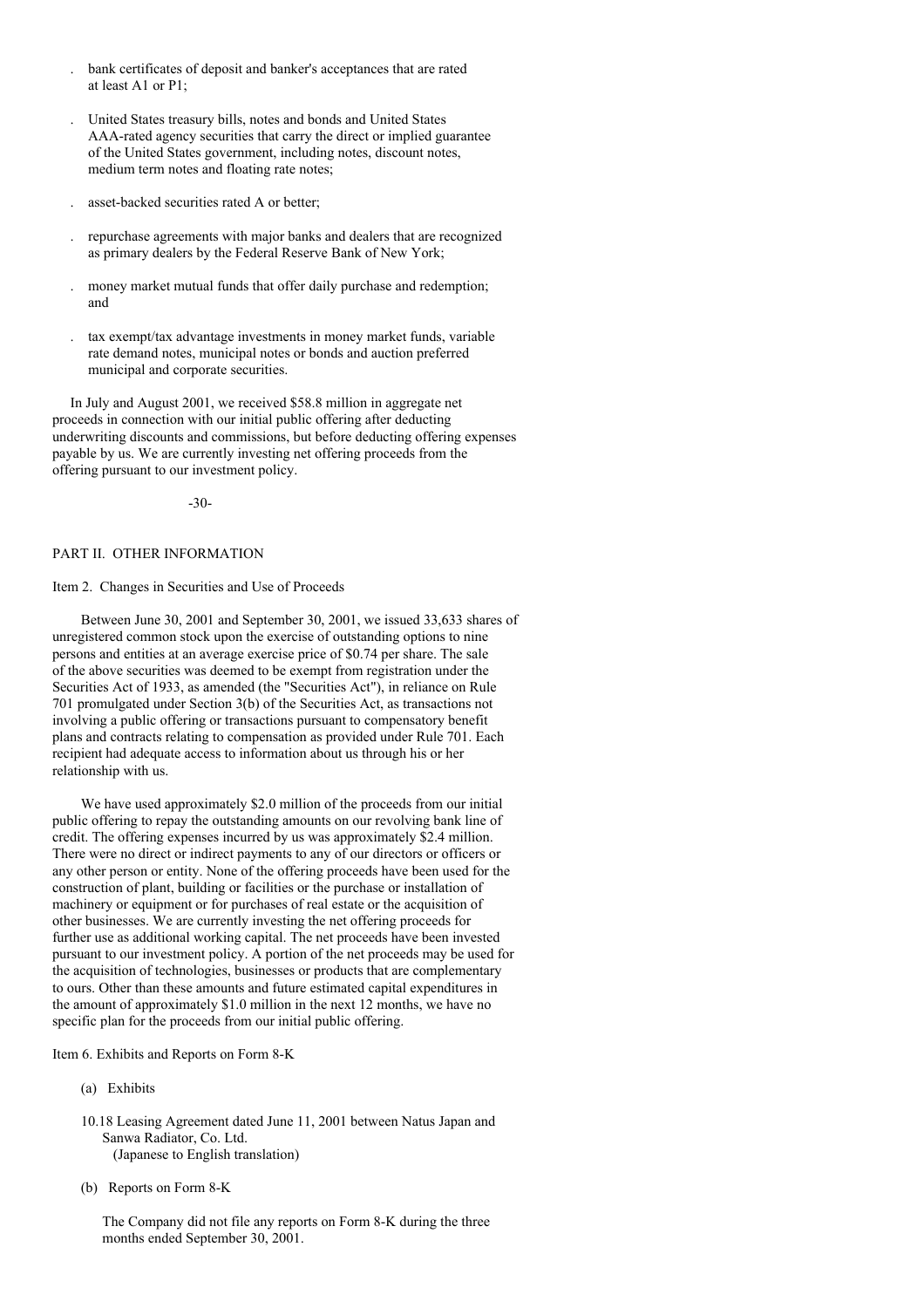- bank certificates of deposit and banker's acceptances that are rated at least A1 or P1;

- United States treasury bills, notes and bonds and United States AAA-rated agency securities that carry the direct or implied guarantee of the United States government, including notes, discount notes, medium term notes and floating rate notes;

- asset-backed securities rated A or better;

- repurchase agreements with major banks and dealers that are recognized as primary dealers by the Federal Reserve Bank of New York;

- money market mutual funds that offer daily purchase and redemption; and

- tax exempt/tax advantage investments in money market funds, variable rate demand notes, municipal notes or bonds and auction preferred municipal and corporate securities.

In July and August 2001, we received $58.8 million in aggregate net proceeds in connection with our initial public offering after deducting underwriting discounts and commissions, but before deducting offering expenses payable by us. We are currently investing net offering proceeds from the offering pursuant to our investment policy.

## PART II. OTHER INFORMATION

### Item 2. Changes in Securities and Use of Proceeds

Between June 30, 2001 and September 30, 2001, we issued 33,633 shares of unregistered common stock upon the exercise of outstanding options to nine persons and entities at an average exercise price of $0.74 per share. The sale of the above securities was deemed to be exempt from registration under the Securities Act of 1933, as amended (the "Securities Act"), in reliance on Rule 701 promulgated under Section 3(b) of the Securities Act, as transactions not involving a public offering or transactions pursuant to compensatory benefit plans and contracts relating to compensation as provided under Rule 701. Each recipient had adequate access to information about us through his or her relationship with us.

We have used approximately $2.0 million of the proceeds from our initial public offering to repay the outstanding amounts on our revolving bank line of credit. The offering expenses incurred by us was approximately $2.4 million. There were no direct or indirect payments to any of our directors or officers or any other person or entity. None of the offering proceeds have been used for the construction of plant, building or facilities or the purchase or installation of machinery or equipment or for purchases of real estate or the acquisition of other businesses. We are currently investing the net offering proceeds for further use as additional working capital. The net proceeds have been invested pursuant to our investment policy. A portion of the net proceeds may be used for the acquisition of technologies, businesses or products that are complementary to ours. Other than these amounts and future estimated capital expenditures in the amount of approximately $1.0 million in the next 12 months, we have no specific plan for the proceeds from our initial public offering.

### Item 6. Exhibits and Reports on Form 8-K

(a) Exhibits

10.18 Leasing Agreement dated June 11, 2001 between Natus Japan and Sanwa Radiator, Co. Ltd. (Japanese to English translation)

(b) Reports on Form 8-K

The Company did not file any reports on Form 8-K during the three months ended September 30, 2001.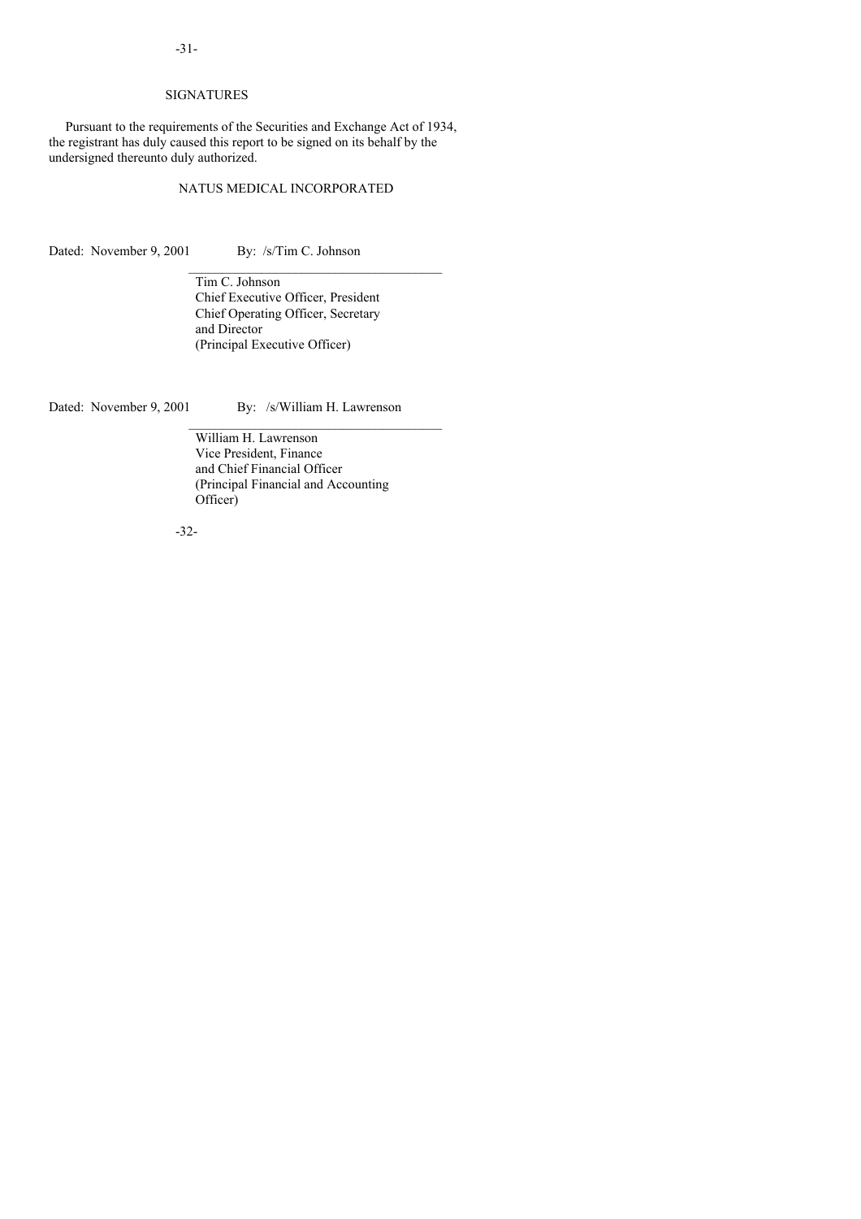## SIGNATURES

Pursuant to the requirements of the Securities and Exchange Act of 1934, the registrant has duly caused this report to be signed on its behalf by the undersigned thereunto duly authorized.

NATUS MEDICAL INCORPORATED

Dated: November 9, 2001 By: /s/Tim C. Johnson

Tim C. Johnson
Chief Executive Officer, President
Chief Operating Officer, Secretary
and Director
(Principal Executive Officer)

Dated: November 9, 2001 By: /s/William H. Lawrenson

William H. Lawrenson
Vice President, Finance
and Chief Financial Officer
(Principal Financial and Accounting Officer)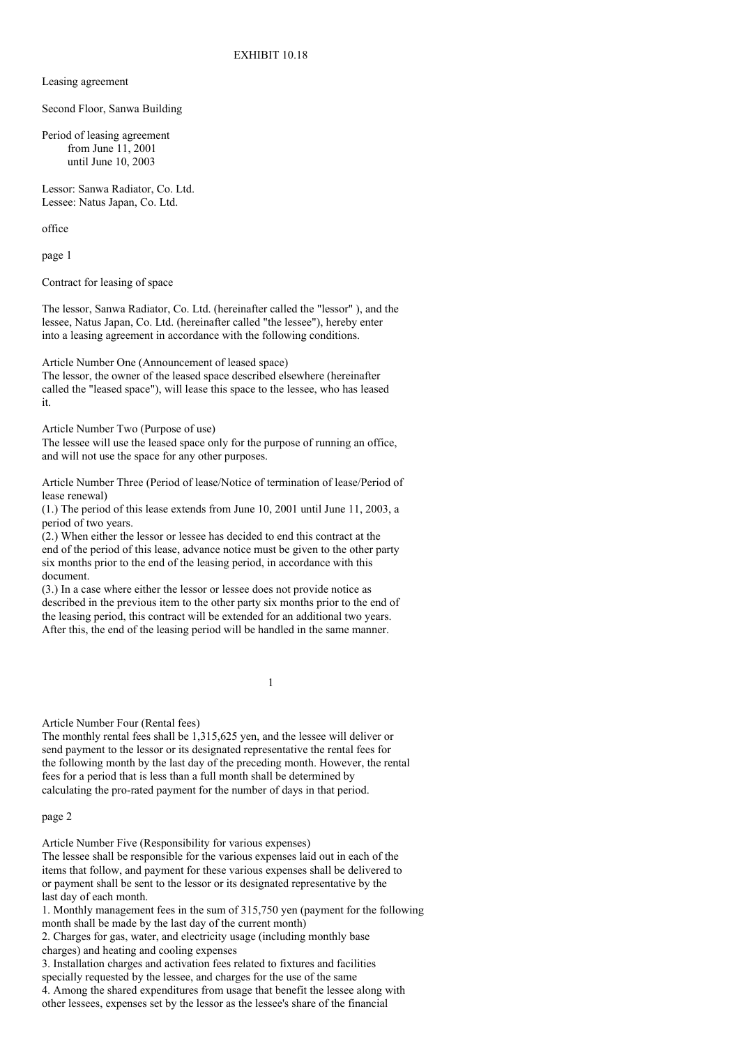EXHIBIT 10.18

Leasing agreement

Second Floor, Sanwa Building

Period of leasing agreement
from June 11, 2001
until June 10, 2003

Lessor: Sanwa Radiator, Co. Ltd.
Lessee: Natus Japan, Co. Ltd.

office

page 1

Contract for leasing of space

The lessor, Sanwa Radiator, Co. Ltd. (hereinafter called the "lessor" ), and the lessee, Natus Japan, Co. Ltd. (hereinafter called "the lessee"), hereby enter into a leasing agreement in accordance with the following conditions.

Article Number One (Announcement of leased space)
The lessor, the owner of the leased space described elsewhere (hereinafter called the "leased space"), will lease this space to the lessee, who has leased it.

Article Number Two (Purpose of use)
The lessee will use the leased space only for the purpose of running an office, and will not use the space for any other purposes.

Article Number Three (Period of lease/Notice of termination of lease/Period of lease renewal)
(1.) The period of this lease extends from June 10, 2001 until June 11, 2003, a period of two years.
(2.) When either the lessor or lessee has decided to end this contract at the end of the period of this lease, advance notice must be given to the other party six months prior to the end of the leasing period, in accordance with this document.
(3.) In a case where either the lessor or lessee does not provide notice as described in the previous item to the other party six months prior to the end of the leasing period, this contract will be extended for an additional two years. After this, the end of the leasing period will be handled in the same manner.

Article Number Four (Rental fees)
The monthly rental fees shall be 1,315,625 yen, and the lessee will deliver or send payment to the lessor or its designated representative the rental fees for the following month by the last day of the preceding month. However, the rental fees for a period that is less than a full month shall be determined by calculating the pro-rated payment for the number of days in that period.

page 2

Article Number Five (Responsibility for various expenses)
The lessee shall be responsible for the various expenses laid out in each of the items that follow, and payment for these various expenses shall be delivered to or payment shall be sent to the lessor or its designated representative by the last day of each month.
1. Monthly management fees in the sum of 315,750 yen (payment for the following month shall be made by the last day of the current month)
2. Charges for gas, water, and electricity usage (including monthly base charges) and heating and cooling expenses
3. Installation charges and activation fees related to fixtures and facilities specially requested by the lessee, and charges for the use of the same
4. Among the shared expenditures from usage that benefit the lessee along with other lessees, expenses set by the lessor as the lessee's share of the financial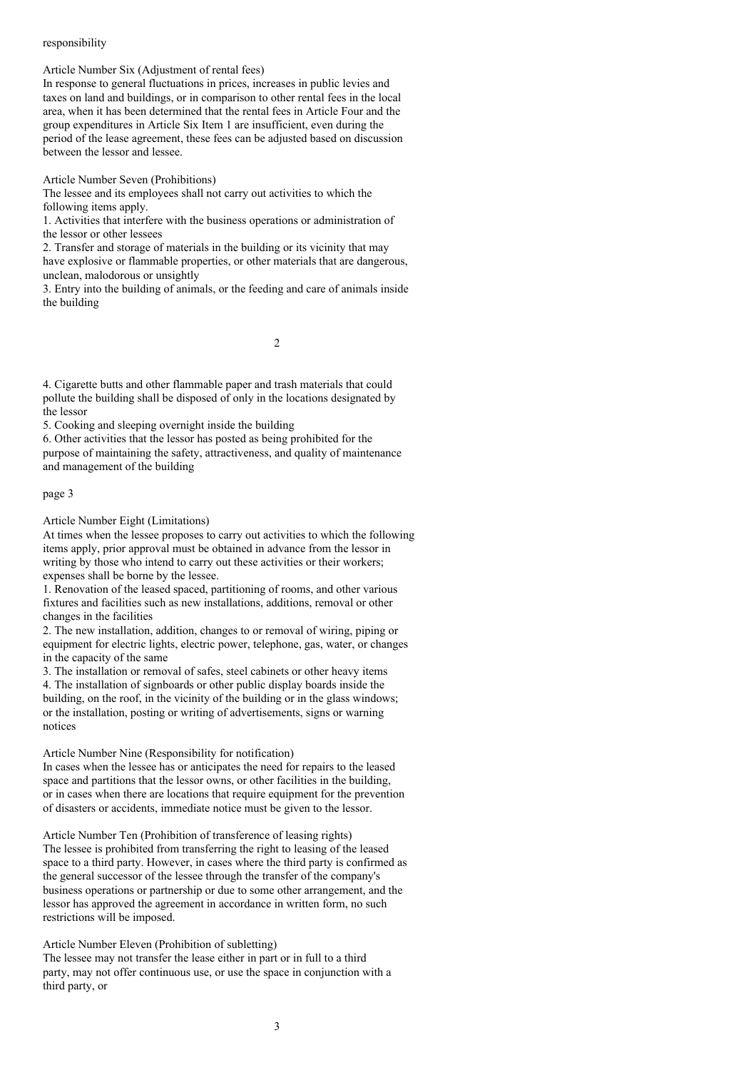responsibility

Article Number Six (Adjustment of rental fees)
In response to general fluctuations in prices, increases in public levies and taxes on land and buildings, or in comparison to other rental fees in the local area, when it has been determined that the rental fees in Article Four and the group expenditures in Article Six Item 1 are insufficient, even during the period of the lease agreement, these fees can be adjusted based on discussion between the lessor and lessee.

Article Number Seven (Prohibitions)
The lessee and its employees shall not carry out activities to which the following items apply.

1. Activities that interfere with the business operations or administration of the lessor or other lessees
2. Transfer and storage of materials in the building or its vicinity that may have explosive or flammable properties, or other materials that are dangerous, unclean, malodorous or unsightly
3. Entry into the building of animals, or the feeding and care of animals inside the building
4. Cigarette butts and other flammable paper and trash materials that could pollute the building shall be disposed of only in the locations designated by the lessor
5. Cooking and sleeping overnight inside the building
6. Other activities that the lessor has posted as being prohibited for the purpose of maintaining the safety, attractiveness, and quality of maintenance and management of the building

page 3

Article Number Eight (Limitations)
At times when the lessee proposes to carry out activities to which the following items apply, prior approval must be obtained in advance from the lessor in writing by those who intend to carry out these activities or their workers; expenses shall be borne by the lessee.

1. Renovation of the leased spaced, partitioning of rooms, and other various fixtures and facilities such as new installations, additions, removal or other changes in the facilities
2. The new installation, addition, changes to or removal of wiring, piping or equipment for electric lights, electric power, telephone, gas, water, or changes in the capacity of the same
3. The installation or removal of safes, steel cabinets or other heavy items
4. The installation of signboards or other public display boards inside the building, on the roof, in the vicinity of the building or in the glass windows; or the installation, posting or writing of advertisements, signs or warning notices

Article Number Nine (Responsibility for notification)
In cases when the lessee has or anticipates the need for repairs to the leased space and partitions that the lessor owns, or other facilities in the building, or in cases when there are locations that require equipment for the prevention of disasters or accidents, immediate notice must be given to the lessor.

Article Number Ten (Prohibition of transference of leasing rights)
The lessee is prohibited from transferring the right to leasing of the leased space to a third party. However, in cases where the third party is confirmed as the general successor of the lessee through the transfer of the company's business operations or partnership or due to some other arrangement, and the lessor has approved the agreement in accordance in written form, no such restrictions will be imposed.

Article Number Eleven (Prohibition of subletting)
The lessee may not transfer the lease either in part or in full to a third party, may not offer continuous use, or use the space in conjunction with a third party, or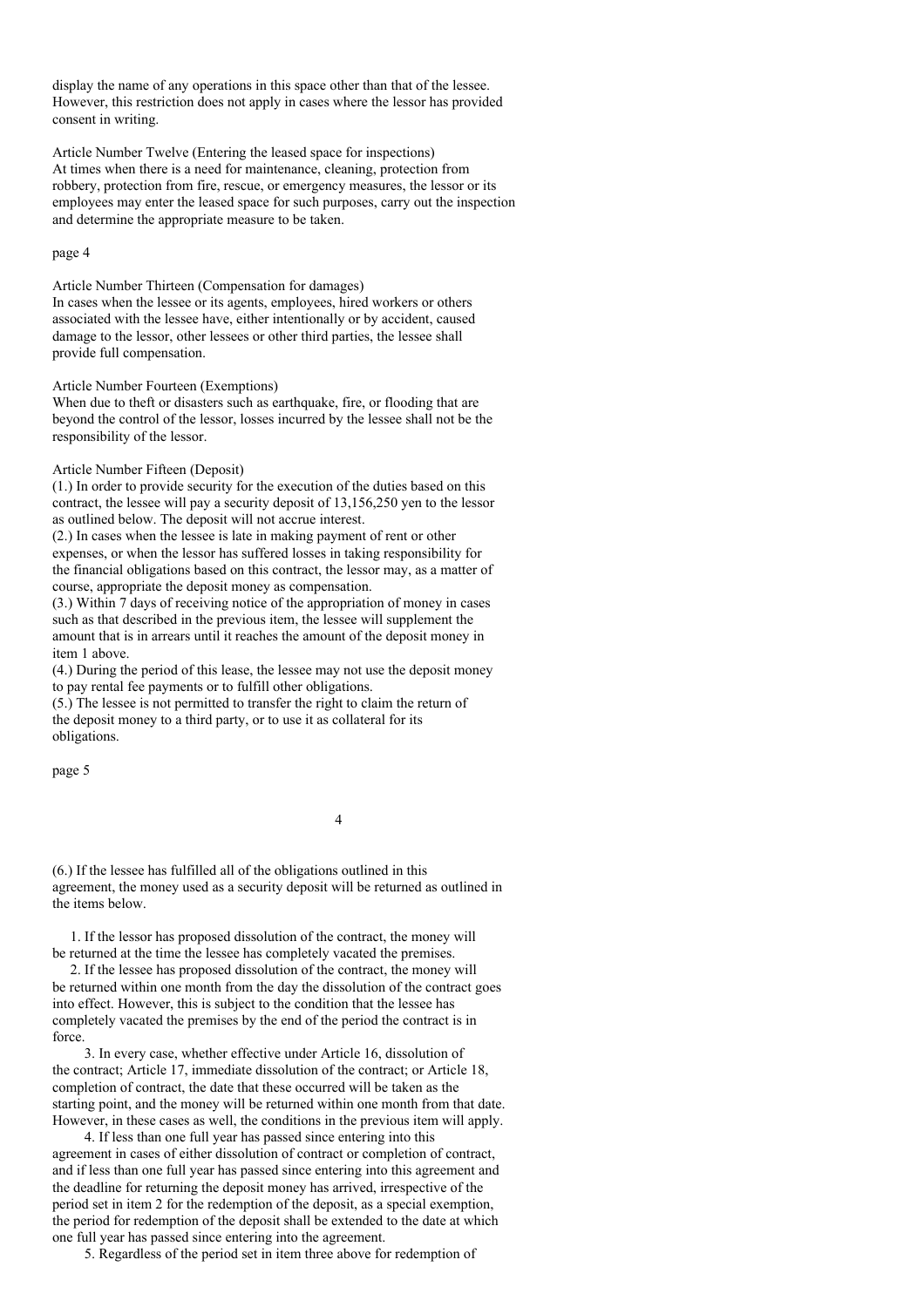display the name of any operations in this space other than that of the lessee. However, this restriction does not apply in cases where the lessor has provided consent in writing.

Article Number Twelve (Entering the leased space for inspections)
At times when there is a need for maintenance, cleaning, protection from robbery, protection from fire, rescue, or emergency measures, the lessor or its employees may enter the leased space for such purposes, carry out the inspection and determine the appropriate measure to be taken.

page 4

Article Number Thirteen (Compensation for damages)
In cases when the lessee or its agents, employees, hired workers or others associated with the lessee have, either intentionally or by accident, caused damage to the lessor, other lessees or other third parties, the lessee shall provide full compensation.

Article Number Fourteen (Exemptions)
When due to theft or disasters such as earthquake, fire, or flooding that are beyond the control of the lessor, losses incurred by the lessee shall not be the responsibility of the lessor.

Article Number Fifteen (Deposit)
(1.) In order to provide security for the execution of the duties based on this contract, the lessee will pay a security deposit of 13,156,250 yen to the lessor as outlined below. The deposit will not accrue interest.
(2.) In cases when the lessee is late in making payment of rent or other expenses, or when the lessor has suffered losses in taking responsibility for the financial obligations based on this contract, the lessor may, as a matter of course, appropriate the deposit money as compensation.
(3.) Within 7 days of receiving notice of the appropriation of money in cases such as that described in the previous item, the lessee will supplement the amount that is in arrears until it reaches the amount of the deposit money in item 1 above.
(4.) During the period of this lease, the lessee may not use the deposit money to pay rental fee payments or to fulfill other obligations.
(5.) The lessee is not permitted to transfer the right to claim the return of the deposit money to a third party, or to use it as collateral for its obligations.

page 5

(6.) If the lessee has fulfilled all of the obligations outlined in this agreement, the money used as a security deposit will be returned as outlined in the items below.

1. If the lessor has proposed dissolution of the contract, the money will be returned at the time the lessee has completely vacated the premises.
2. If the lessee has proposed dissolution of the contract, the money will be returned within one month from the day the dissolution of the contract goes into effect. However, this is subject to the condition that the lessee has completely vacated the premises by the end of the period the contract is in force.
3. In every case, whether effective under Article 16, dissolution of the contract; Article 17, immediate dissolution of the contract; or Article 18, completion of contract, the date that these occurred will be taken as the starting point, and the money will be returned within one month from that date. However, in these cases as well, the conditions in the previous item will apply.
4. If less than one full year has passed since entering into this agreement in cases of either dissolution of contract or completion of contract, and if less than one full year has passed since entering into this agreement and the deadline for returning the deposit money has arrived, irrespective of the period set in item 2 for the redemption of the deposit, as a special exemption, the period for redemption of the deposit shall be extended to the date at which one full year has passed since entering into the agreement.
5. Regardless of the period set in item three above for redemption of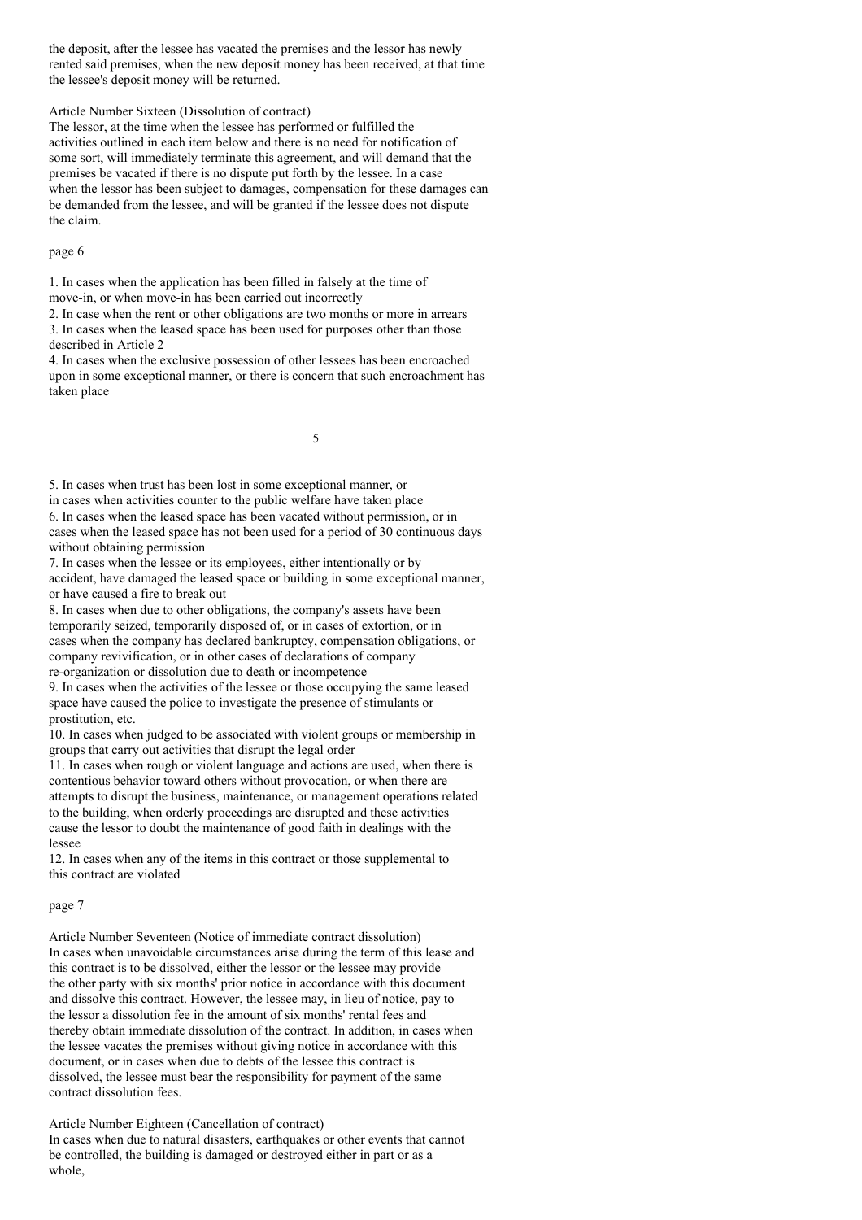the deposit, after the lessee has vacated the premises and the lessor has newly rented said premises, when the new deposit money has been received, at that time the lessee's deposit money will be returned.

Article Number Sixteen (Dissolution of contract)
The lessor, at the time when the lessee has performed or fulfilled the activities outlined in each item below and there is no need for notification of some sort, will immediately terminate this agreement, and will demand that the premises be vacated if there is no dispute put forth by the lessee. In a case when the lessor has been subject to damages, compensation for these damages can be demanded from the lessee, and will be granted if the lessee does not dispute the claim.

page 6

1. In cases when the application has been filled in falsely at the time of move-in, or when move-in has been carried out incorrectly
2. In case when the rent or other obligations are two months or more in arrears
3. In cases when the leased space has been used for purposes other than those described in Article 2
4. In cases when the exclusive possession of other lessees has been encroached upon in some exceptional manner, or there is concern that such encroachment has taken place
5. In cases when trust has been lost in some exceptional manner, or in cases when activities counter to the public welfare have taken place
6. In cases when the leased space has been vacated without permission, or in cases when the leased space has not been used for a period of 30 continuous days without obtaining permission
7. In cases when the lessee or its employees, either intentionally or by accident, have damaged the leased space or building in some exceptional manner, or have caused a fire to break out
8. In cases when due to other obligations, the company's assets have been temporarily seized, temporarily disposed of, or in cases of extortion, or in cases when the company has declared bankruptcy, compensation obligations, or company revivification, or in other cases of declarations of company re-organization or dissolution due to death or incompetence
9. In cases when the activities of the lessee or those occupying the same leased space have caused the police to investigate the presence of stimulants or prostitution, etc.
10. In cases when judged to be associated with violent groups or membership in groups that carry out activities that disrupt the legal order
11. In cases when rough or violent language and actions are used, when there is contentious behavior toward others without provocation, or when there are attempts to disrupt the business, maintenance, or management operations related to the building, when orderly proceedings are disrupted and these activities cause the lessor to doubt the maintenance of good faith in dealings with the lessee
12. In cases when any of the items in this contract or those supplemental to this contract are violated

page 7

Article Number Seventeen (Notice of immediate contract dissolution)
In cases when unavoidable circumstances arise during the term of this lease and this contract is to be dissolved, either the lessor or the lessee may provide the other party with six months' prior notice in accordance with this document and dissolve this contract. However, the lessee may, in lieu of notice, pay to the lessor a dissolution fee in the amount of six months' rental fees and thereby obtain immediate dissolution of the contract. In addition, in cases when the lessee vacates the premises without giving notice in accordance with this document, or in cases when due to debts of the lessee this contract is dissolved, the lessee must bear the responsibility for payment of the same contract dissolution fees.

Article Number Eighteen (Cancellation of contract)
In cases when due to natural disasters, earthquakes or other events that cannot be controlled, the building is damaged or destroyed either in part or as a whole,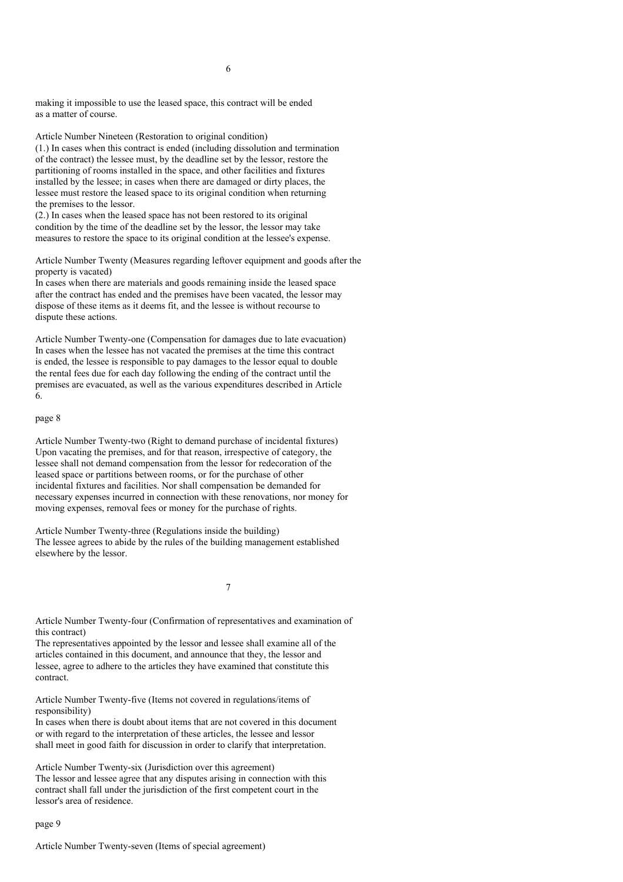making it impossible to use the leased space, this contract will be ended as a matter of course.

Article Number Nineteen (Restoration to original condition)
(1.) In cases when this contract is ended (including dissolution and termination of the contract) the lessee must, by the deadline set by the lessor, restore the partitioning of rooms installed in the space, and other facilities and fixtures installed by the lessee; in cases when there are damaged or dirty places, the lessee must restore the leased space to its original condition when returning the premises to the lessor.
(2.) In cases when the leased space has not been restored to its original condition by the time of the deadline set by the lessor, the lessor may take measures to restore the space to its original condition at the lessee's expense.

Article Number Twenty (Measures regarding leftover equipment and goods after the property is vacated)
In cases when there are materials and goods remaining inside the leased space after the contract has ended and the premises have been vacated, the lessor may dispose of these items as it deems fit, and the lessee is without recourse to dispute these actions.

Article Number Twenty-one (Compensation for damages due to late evacuation)
In cases when the lessee has not vacated the premises at the time this contract is ended, the lessee is responsible to pay damages to the lessor equal to double the rental fees due for each day following the ending of the contract until the premises are evacuated, as well as the various expenditures described in Article 6.

page 8

Article Number Twenty-two (Right to demand purchase of incidental fixtures)
Upon vacating the premises, and for that reason, irrespective of category, the lessee shall not demand compensation from the lessor for redecoration of the leased space or partitions between rooms, or for the purchase of other incidental fixtures and facilities. Nor shall compensation be demanded for necessary expenses incurred in connection with these renovations, nor money for moving expenses, removal fees or money for the purchase of rights.

Article Number Twenty-three (Regulations inside the building)
The lessee agrees to abide by the rules of the building management established elsewhere by the lessor.

Article Number Twenty-four (Confirmation of representatives and examination of this contract)
The representatives appointed by the lessor and lessee shall examine all of the articles contained in this document, and announce that they, the lessor and lessee, agree to adhere to the articles they have examined that constitute this contract.

Article Number Twenty-five (Items not covered in regulations/items of responsibility)
In cases when there is doubt about items that are not covered in this document or with regard to the interpretation of these articles, the lessee and lessor shall meet in good faith for discussion in order to clarify that interpretation.

Article Number Twenty-six (Jurisdiction over this agreement)
The lessor and lessee agree that any disputes arising in connection with this contract shall fall under the jurisdiction of the first competent court in the lessor's area of residence.

page 9

Article Number Twenty-seven (Items of special agreement)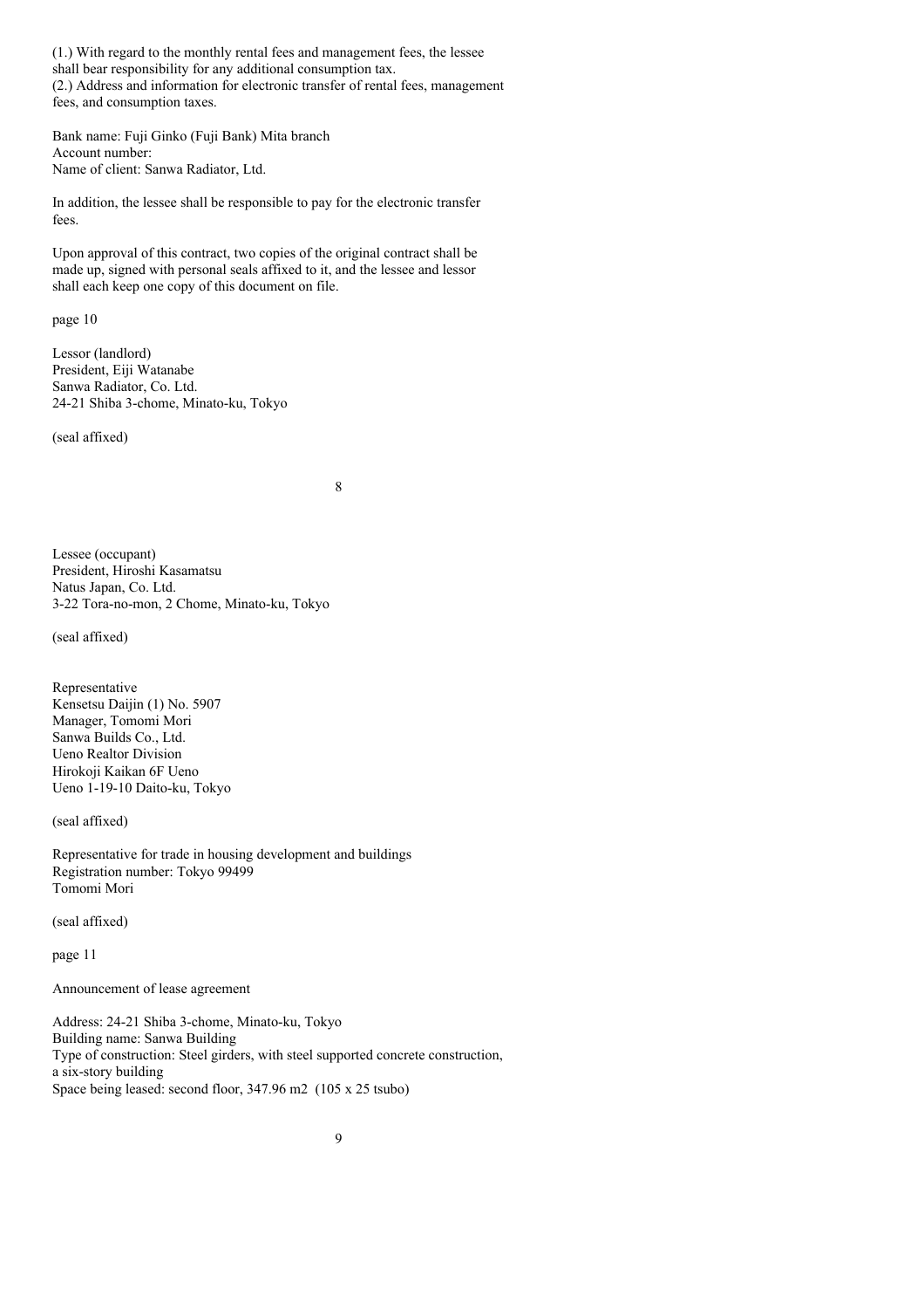(1.) With regard to the monthly rental fees and management fees, the lessee shall bear responsibility for any additional consumption tax.
(2.) Address and information for electronic transfer of rental fees, management fees, and consumption taxes.

Bank name: Fuji Ginko (Fuji Bank) Mita branch
Account number:
Name of client: Sanwa Radiator, Ltd.

In addition, the lessee shall be responsible to pay for the electronic transfer fees.

Upon approval of this contract, two copies of the original contract shall be made up, signed with personal seals affixed to it, and the lessee and lessor shall each keep one copy of this document on file.

page 10

Lessor (landlord)
President, Eiji Watanabe
Sanwa Radiator, Co. Ltd.
24-21 Shiba 3-chome, Minato-ku, Tokyo

(seal affixed)

Lessee (occupant)
President, Hiroshi Kasamatsu
Natus Japan, Co. Ltd.
3-22 Tora-no-mon, 2 Chome, Minato-ku, Tokyo

(seal affixed)

Representative
Kensetsu Daijin (1) No. 5907
Manager, Tomomi Mori
Sanwa Builds Co., Ltd.
Ueno Realtor Division
Hirokoji Kaikan 6F Ueno
Ueno 1-19-10 Daito-ku, Tokyo

(seal affixed)

Representative for trade in housing development and buildings
Registration number: Tokyo 99499
Tomomi Mori

(seal affixed)

page 11

Announcement of lease agreement

Address: 24-21 Shiba 3-chome, Minato-ku, Tokyo
Building name: Sanwa Building
Type of construction: Steel girders, with steel supported concrete construction, a six-story building
Space being leased: second floor, 347.96 m2 (105 x 25 tsubo)